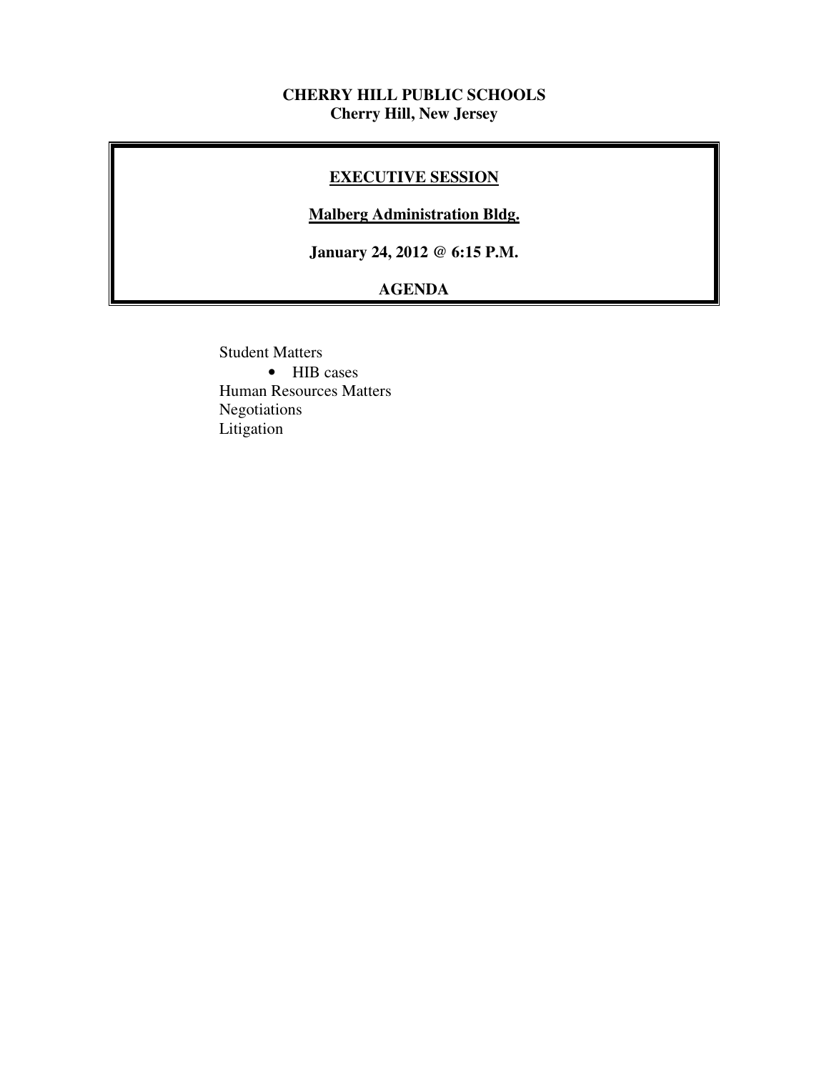**CHERRY HILL PUBLIC SCHOOLS**
**Cherry Hill, New Jersey**

## EXECUTIVE SESSION

**Malberg Administration Bldg.**

**January 24, 2012 @ 6:15 P.M.**

**AGENDA**

Student Matters
- HIB cases

Human Resources Matters
Negotiations
Litigation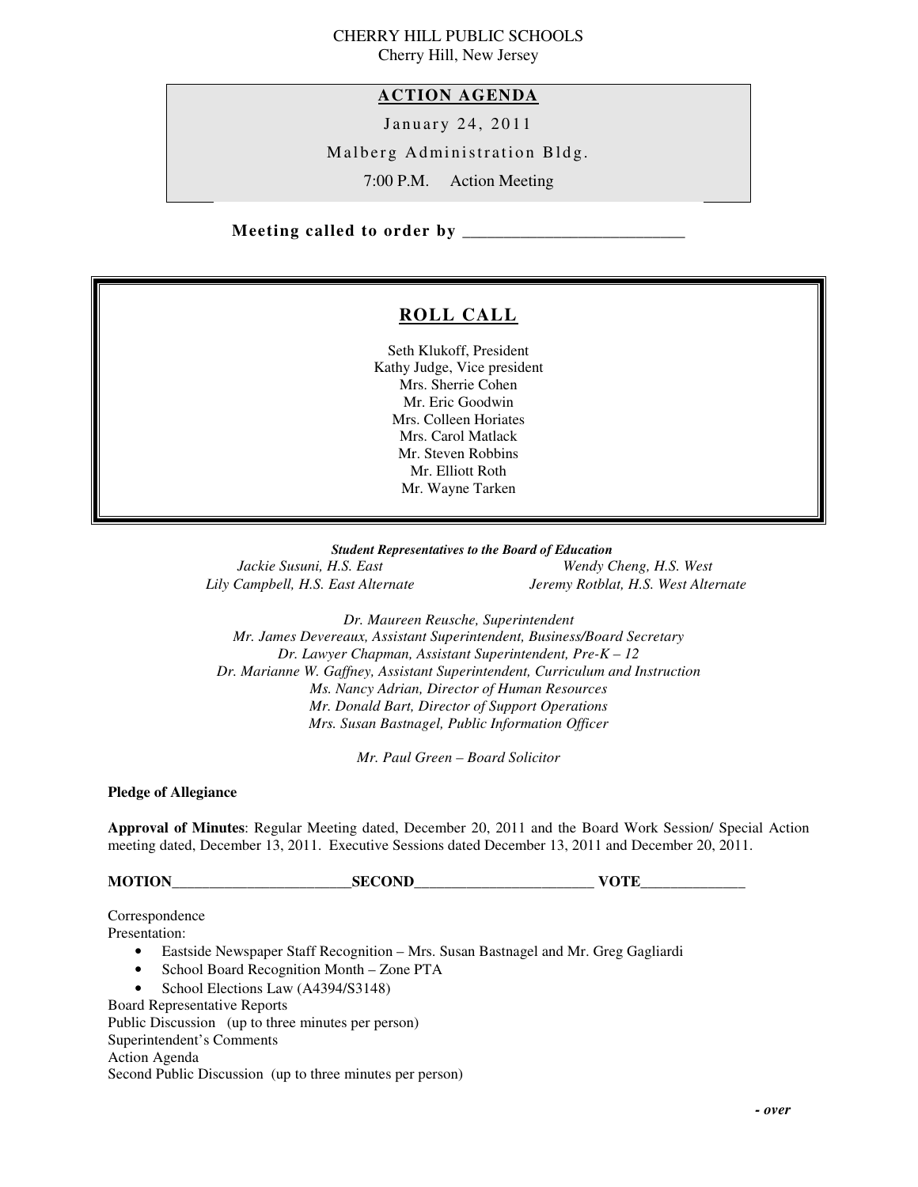CHERRY HILL PUBLIC SCHOOLS
Cherry Hill, New Jersey

## ACTION AGENDA

January 24, 2011

Malberg Administration Bldg.

7:00 P.M. Action Meeting

**Meeting called to order by ___________________________**

## ROLL CALL

Seth Klukoff, President
Kathy Judge, Vice president
Mrs. Sherrie Cohen
Mr. Eric Goodwin
Mrs. Colleen Horiates
Mrs. Carol Matlack
Mr. Steven Robbins
Mr. Elliott Roth
Mr. Wayne Tarken

***Student Representatives to the Board of Education***

*Jackie Susuni, H.S. East*
*Lily Campbell, H.S. East Alternate*
*Wendy Cheng, H.S. West*
*Jeremy Rotblat, H.S. West Alternate*

*Dr. Maureen Reusche, Superintendent*
*Mr. James Devereaux, Assistant Superintendent, Business/Board Secretary*
*Dr. Lawyer Chapman, Assistant Superintendent, Pre-K – 12*
*Dr. Marianne W. Gaffney, Assistant Superintendent, Curriculum and Instruction*
*Ms. Nancy Adrian, Director of Human Resources*
*Mr. Donald Bart, Director of Support Operations*
*Mrs. Susan Bastnagel, Public Information Officer*

*Mr. Paul Green – Board Solicitor*

**Pledge of Allegiance**

**Approval of Minutes**: Regular Meeting dated, December 20, 2011 and the Board Work Session/ Special Action meeting dated, December 13, 2011. Executive Sessions dated December 13, 2011 and December 20, 2011.

**MOTION________________________SECOND________________________ VOTE______________**

Correspondence
Presentation:

- Eastside Newspaper Staff Recognition – Mrs. Susan Bastnagel and Mr. Greg Gagliardi
- School Board Recognition Month – Zone PTA
- School Elections Law (A4394/S3148)

Board Representative Reports
Public Discussion (up to three minutes per person)
Superintendent's Comments
Action Agenda
Second Public Discussion (up to three minutes per person)

***- over***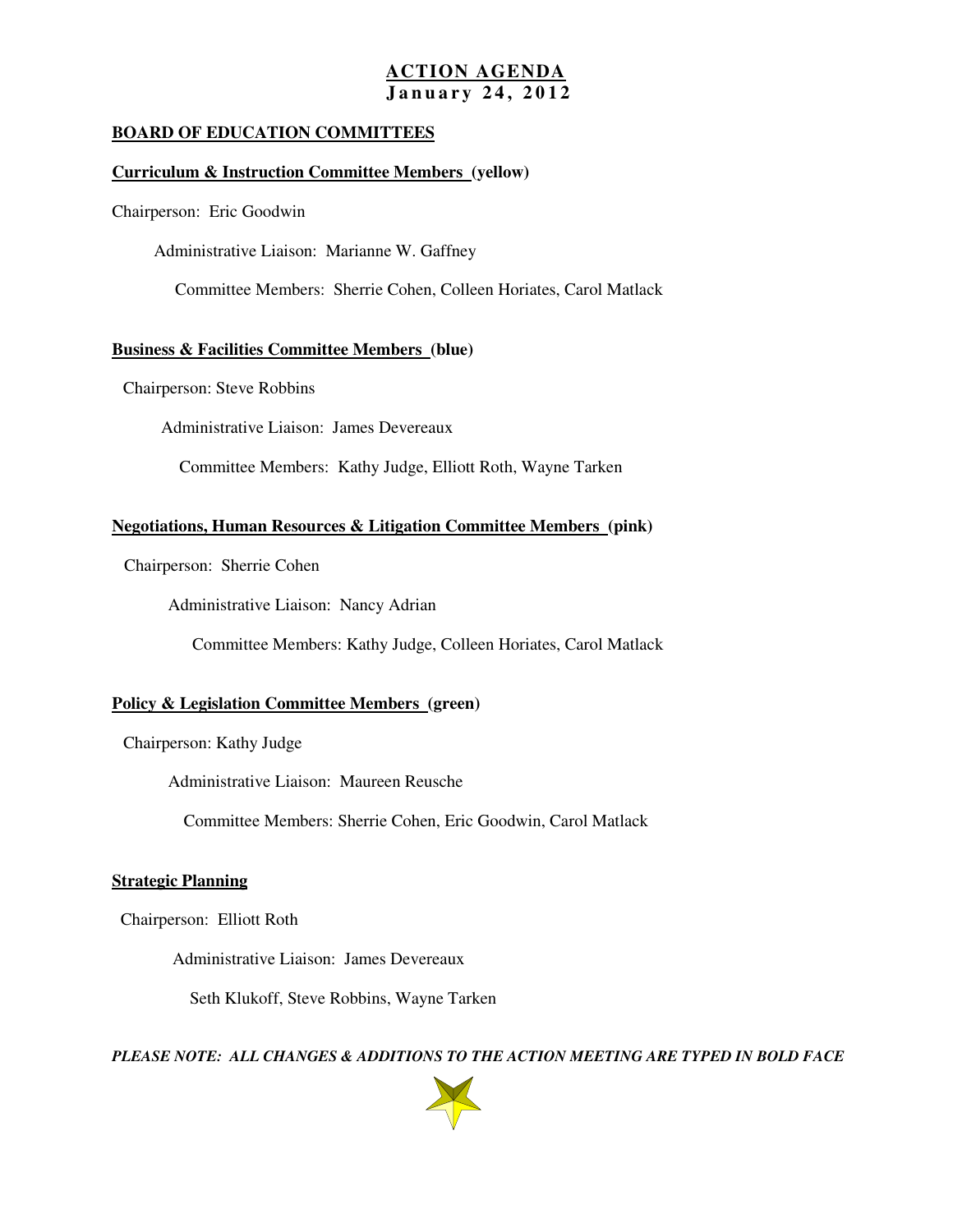# ACTION AGENDA
## January 24, 2012

**BOARD OF EDUCATION COMMITTEES**

**Curriculum & Instruction Committee Members (yellow)**

Chairperson: Eric Goodwin

Administrative Liaison: Marianne W. Gaffney

Committee Members: Sherrie Cohen, Colleen Horiates, Carol Matlack

**Business & Facilities Committee Members (blue)**

Chairperson: Steve Robbins

Administrative Liaison: James Devereaux

Committee Members: Kathy Judge, Elliott Roth, Wayne Tarken

**Negotiations, Human Resources & Litigation Committee Members (pink)**

Chairperson: Sherrie Cohen

Administrative Liaison: Nancy Adrian

Committee Members: Kathy Judge, Colleen Horiates, Carol Matlack

**Policy & Legislation Committee Members (green)**

Chairperson: Kathy Judge

Administrative Liaison: Maureen Reusche

Committee Members: Sherrie Cohen, Eric Goodwin, Carol Matlack

**Strategic Planning**

Chairperson: Elliott Roth

Administrative Liaison: James Devereaux

Seth Klukoff, Steve Robbins, Wayne Tarken

***PLEASE NOTE: ALL CHANGES & ADDITIONS TO THE ACTION MEETING ARE TYPED IN BOLD FACE***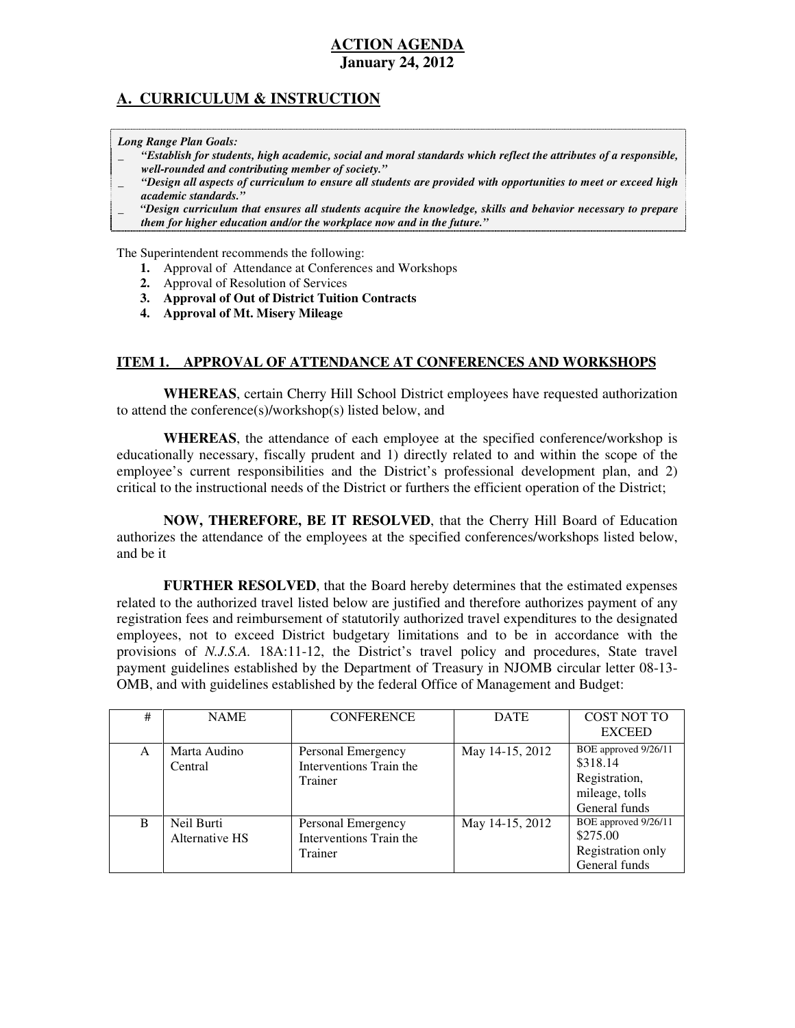## ACTION AGENDA
**January 24, 2012**

## A. CURRICULUM & INSTRUCTION

***Long Range Plan Goals:***

- ***"Establish for students, high academic, social and moral standards which reflect the attributes of a responsible, well-rounded and contributing member of society."***
- ***"Design all aspects of curriculum to ensure all students are provided with opportunities to meet or exceed high academic standards."***
- ***"Design curriculum that ensures all students acquire the knowledge, skills and behavior necessary to prepare them for higher education and/or the workplace now and in the future."***

The Superintendent recommends the following:

1. Approval of Attendance at Conferences and Workshops
2. Approval of Resolution of Services
3. **Approval of Out of District Tuition Contracts**
4. **Approval of Mt. Misery Mileage**

### ITEM 1. APPROVAL OF ATTENDANCE AT CONFERENCES AND WORKSHOPS

**WHEREAS**, certain Cherry Hill School District employees have requested authorization to attend the conference(s)/workshop(s) listed below, and

**WHEREAS**, the attendance of each employee at the specified conference/workshop is educationally necessary, fiscally prudent and 1) directly related to and within the scope of the employee's current responsibilities and the District's professional development plan, and 2) critical to the instructional needs of the District or furthers the efficient operation of the District;

**NOW, THEREFORE, BE IT RESOLVED**, that the Cherry Hill Board of Education authorizes the attendance of the employees at the specified conferences/workshops listed below, and be it

**FURTHER RESOLVED**, that the Board hereby determines that the estimated expenses related to the authorized travel listed below are justified and therefore authorizes payment of any registration fees and reimbursement of statutorily authorized travel expenditures to the designated employees, not to exceed District budgetary limitations and to be in accordance with the provisions of *N.J.S.A.* 18A:11-12, the District's travel policy and procedures, State travel payment guidelines established by the Department of Treasury in NJOMB circular letter 08-13-OMB, and with guidelines established by the federal Office of Management and Budget:

| # | NAME | CONFERENCE | DATE | COST NOT TO EXCEED |
|---|---|---|---|---|
| A | Marta Audino<br>Central | Personal Emergency Interventions Train the Trainer | May 14-15, 2012 | BOE approved 9/26/11<br>$318.14<br>Registration, mileage, tolls<br>General funds |
| B | Neil Burti<br>Alternative HS | Personal Emergency Interventions Train the Trainer | May 14-15, 2012 | BOE approved 9/26/11<br>$275.00<br>Registration only<br>General funds |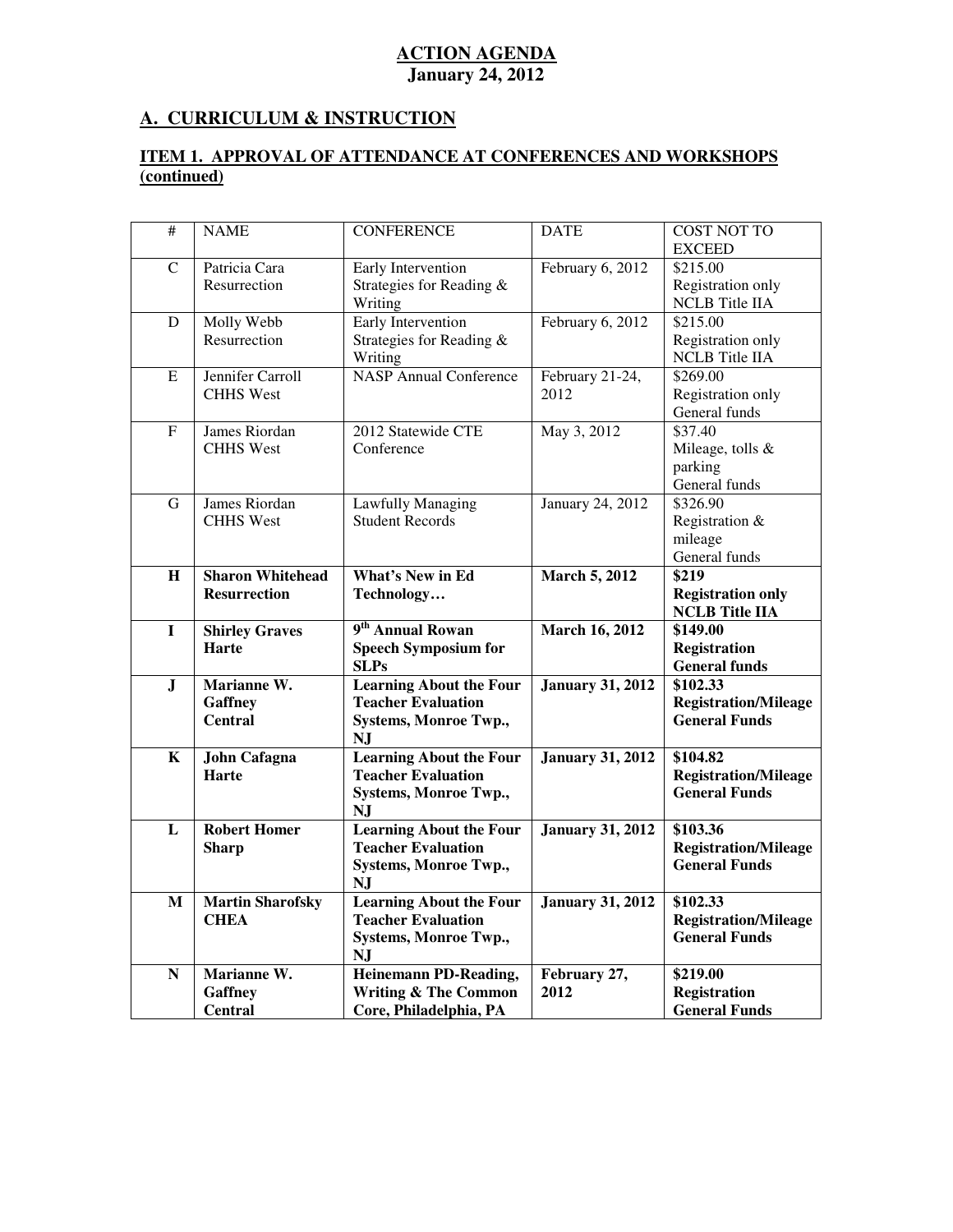# ACTION AGENDA
## January 24, 2012

## A. CURRICULUM & INSTRUCTION

### ITEM 1. APPROVAL OF ATTENDANCE AT CONFERENCES AND WORKSHOPS (continued)

| # | NAME | CONFERENCE | DATE | COST NOT TO EXCEED |
|---|---|---|---|---|
| C | Patricia Cara<br>Resurrection | Early Intervention Strategies for Reading & Writing | February 6, 2012 | $215.00<br>Registration only<br>NCLB Title IIA |
| D | Molly Webb<br>Resurrection | Early Intervention Strategies for Reading & Writing | February 6, 2012 | $215.00<br>Registration only<br>NCLB Title IIA |
| E | Jennifer Carroll<br>CHHS West | NASP Annual Conference | February 21-24, 2012 | $269.00<br>Registration only<br>General funds |
| F | James Riordan<br>CHHS West | 2012 Statewide CTE Conference | May 3, 2012 | $37.40<br>Mileage, tolls & parking<br>General funds |
| G | James Riordan<br>CHHS West | Lawfully Managing Student Records | January 24, 2012 | $326.90<br>Registration & mileage<br>General funds |
| **H** | **Sharon Whitehead**<br>**Resurrection** | **What's New in Ed Technology…** | **March 5, 2012** | **$219**<br>**Registration only**<br>**NCLB Title IIA** |
| **I** | **Shirley Graves**<br>**Harte** | **9th Annual Rowan Speech Symposium for SLPs** | **March 16, 2012** | **$149.00**<br>**Registration**<br>**General funds** |
| **J** | **Marianne W. Gaffney**<br>**Central** | **Learning About the Four Teacher Evaluation Systems, Monroe Twp., NJ** | **January 31, 2012** | **$102.33**<br>**Registration/Mileage**<br>**General Funds** |
| **K** | **John Cafagna**<br>**Harte** | **Learning About the Four Teacher Evaluation Systems, Monroe Twp., NJ** | **January 31, 2012** | **$104.82**<br>**Registration/Mileage**<br>**General Funds** |
| **L** | **Robert Homer**<br>**Sharp** | **Learning About the Four Teacher Evaluation Systems, Monroe Twp., NJ** | **January 31, 2012** | **$103.36**<br>**Registration/Mileage**<br>**General Funds** |
| **M** | **Martin Sharofsky**<br>**CHEA** | **Learning About the Four Teacher Evaluation Systems, Monroe Twp., NJ** | **January 31, 2012** | **$102.33**<br>**Registration/Mileage**<br>**General Funds** |
| **N** | **Marianne W. Gaffney**<br>**Central** | **Heinemann PD-Reading, Writing & The Common Core, Philadelphia, PA** | **February 27, 2012** | **$219.00**<br>**Registration**<br>**General Funds** |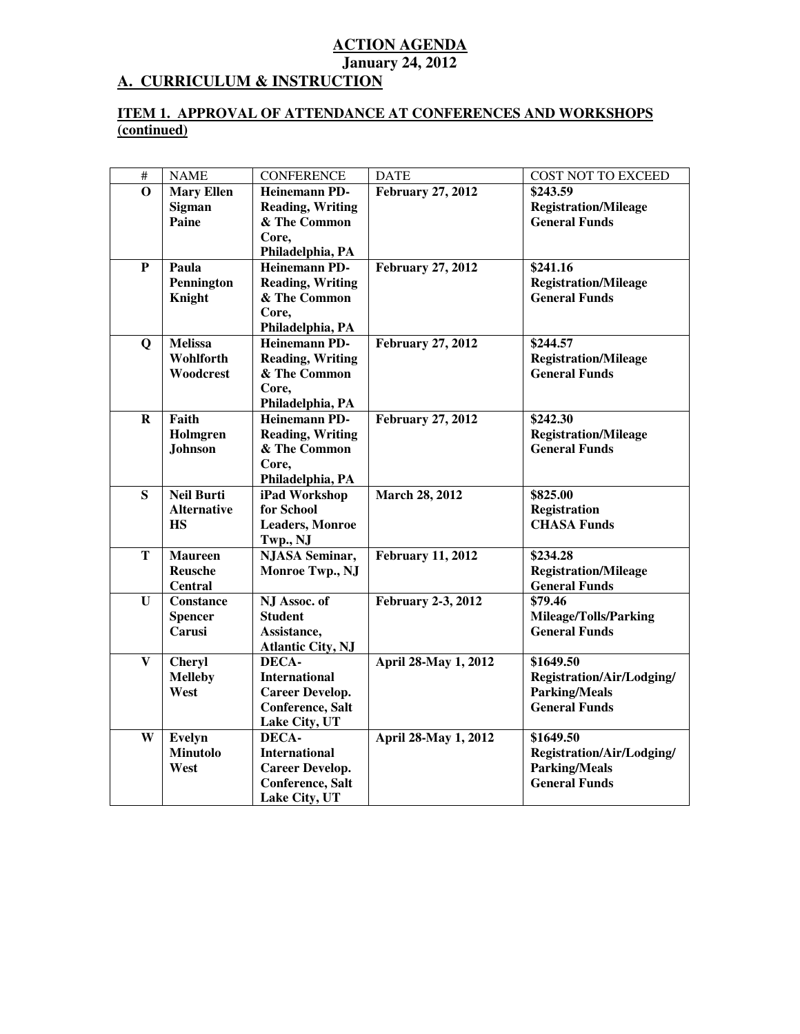# ACTION AGENDA

**January 24, 2012**

## A. CURRICULUM & INSTRUCTION

### ITEM 1. APPROVAL OF ATTENDANCE AT CONFERENCES AND WORKSHOPS (continued)

| # | NAME | CONFERENCE | DATE | COST NOT TO EXCEED |
|---|---|---|---|---|
| **O** | **Mary Ellen Sigman Paine** | **Heinemann PD- Reading, Writing & The Common Core, Philadelphia, PA** | **February 27, 2012** | **$243.59 Registration/Mileage General Funds** |
| **P** | **Paula Pennington Knight** | **Heinemann PD- Reading, Writing & The Common Core, Philadelphia, PA** | **February 27, 2012** | **$241.16 Registration/Mileage General Funds** |
| **Q** | **Melissa Wohlforth Woodcrest** | **Heinemann PD- Reading, Writing & The Common Core, Philadelphia, PA** | **February 27, 2012** | **$244.57 Registration/Mileage General Funds** |
| **R** | **Faith Holmgren Johnson** | **Heinemann PD- Reading, Writing & The Common Core, Philadelphia, PA** | **February 27, 2012** | **$242.30 Registration/Mileage General Funds** |
| **S** | **Neil Burti Alternative HS** | **iPad Workshop for School Leaders, Monroe Twp., NJ** | **March 28, 2012** | **$825.00 Registration CHASA Funds** |
| **T** | **Maureen Reusche Central** | **NJASA Seminar, Monroe Twp., NJ** | **February 11, 2012** | **$234.28 Registration/Mileage General Funds** |
| **U** | **Constance Spencer Carusi** | **NJ Assoc. of Student Assistance, Atlantic City, NJ** | **February 2-3, 2012** | **$79.46 Mileage/Tolls/Parking General Funds** |
| **V** | **Cheryl Melleby West** | **DECA- International Career Develop. Conference, Salt Lake City, UT** | **April 28-May 1, 2012** | **$1649.50 Registration/Air/Lodging/ Parking/Meals General Funds** |
| **W** | **Evelyn Minutolo West** | **DECA- International Career Develop. Conference, Salt Lake City, UT** | **April 28-May 1, 2012** | **$1649.50 Registration/Air/Lodging/ Parking/Meals General Funds** |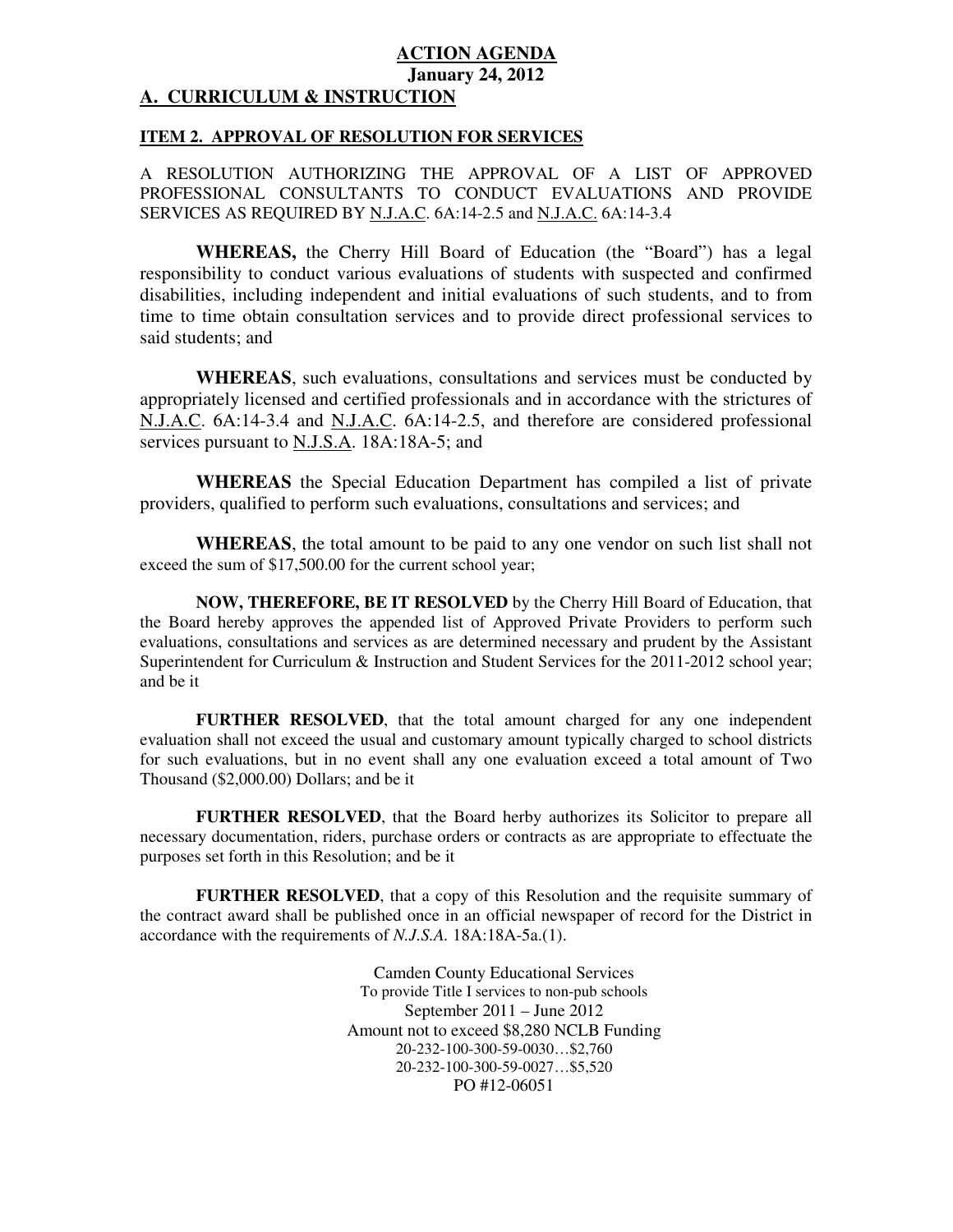**ACTION AGENDA**
**January 24, 2012**

## A. CURRICULUM & INSTRUCTION

### ITEM 2. APPROVAL OF RESOLUTION FOR SERVICES

A RESOLUTION AUTHORIZING THE APPROVAL OF A LIST OF APPROVED PROFESSIONAL CONSULTANTS TO CONDUCT EVALUATIONS AND PROVIDE SERVICES AS REQUIRED BY N.J.A.C. 6A:14-2.5 and N.J.A.C. 6A:14-3.4

**WHEREAS,** the Cherry Hill Board of Education (the "Board") has a legal responsibility to conduct various evaluations of students with suspected and confirmed disabilities, including independent and initial evaluations of such students, and to from time to time obtain consultation services and to provide direct professional services to said students; and

**WHEREAS**, such evaluations, consultations and services must be conducted by appropriately licensed and certified professionals and in accordance with the strictures of N.J.A.C. 6A:14-3.4 and N.J.A.C. 6A:14-2.5, and therefore are considered professional services pursuant to N.J.S.A. 18A:18A-5; and

**WHEREAS** the Special Education Department has compiled a list of private providers, qualified to perform such evaluations, consultations and services; and

**WHEREAS**, the total amount to be paid to any one vendor on such list shall not exceed the sum of $17,500.00 for the current school year;

**NOW, THEREFORE, BE IT RESOLVED** by the Cherry Hill Board of Education, that the Board hereby approves the appended list of Approved Private Providers to perform such evaluations, consultations and services as are determined necessary and prudent by the Assistant Superintendent for Curriculum & Instruction and Student Services for the 2011-2012 school year; and be it

**FURTHER RESOLVED**, that the total amount charged for any one independent evaluation shall not exceed the usual and customary amount typically charged to school districts for such evaluations, but in no event shall any one evaluation exceed a total amount of Two Thousand ($2,000.00) Dollars; and be it

**FURTHER RESOLVED**, that the Board herby authorizes its Solicitor to prepare all necessary documentation, riders, purchase orders or contracts as are appropriate to effectuate the purposes set forth in this Resolution; and be it

**FURTHER RESOLVED**, that a copy of this Resolution and the requisite summary of the contract award shall be published once in an official newspaper of record for the District in accordance with the requirements of *N.J.S.A.* 18A:18A-5a.(1).

Camden County Educational Services
To provide Title I services to non-pub schools
September 2011 – June 2012
Amount not to exceed $8,280 NCLB Funding
20-232-100-300-59-0030…$2,760
20-232-100-300-59-0027…$5,520
PO #12-06051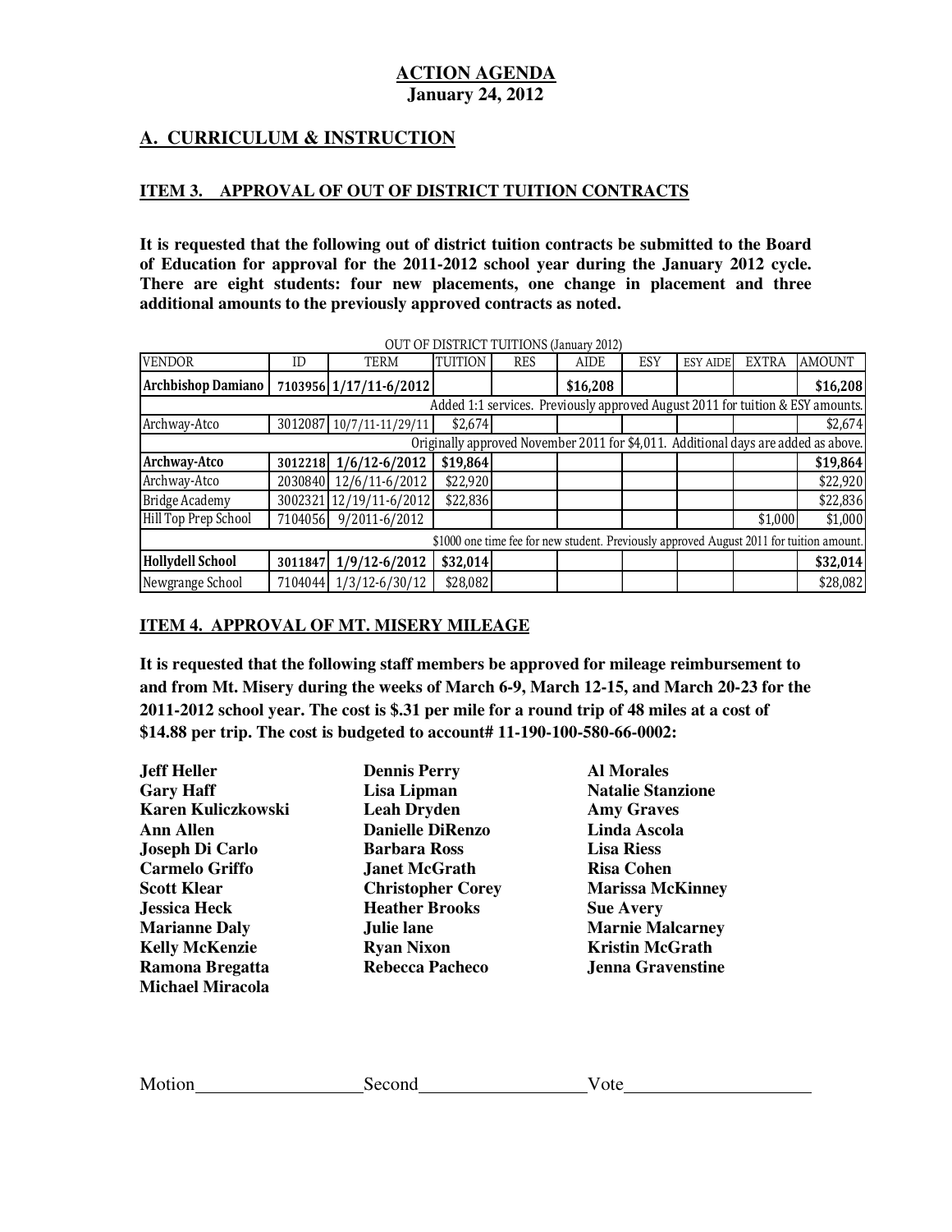**ACTION AGENDA**
**January 24, 2012**

## A. CURRICULUM & INSTRUCTION

### ITEM 3. APPROVAL OF OUT OF DISTRICT TUITION CONTRACTS

**It is requested that the following out of district tuition contracts be submitted to the Board of Education for approval for the 2011-2012 school year during the January 2012 cycle. There are eight students: four new placements, one change in placement and three additional amounts to the previously approved contracts as noted.**

OUT OF DISTRICT TUITIONS (January 2012)

| VENDOR | ID | TERM | TUITION | RES | AIDE | ESY | ESY AIDE | EXTRA | AMOUNT |
|---|---|---|---|---|---|---|---|---|---|
| **Archbishop Damiano** | **7103956** | **1/17/11-6/2012** | | | **$16,208** | | | | **$16,208** |
| Added 1:1 services. Previously approved August 2011 for tuition & ESY amounts. | | | | | | | | | |
| Archway-Atco | 3012087 | 10/7/11-11/29/11 | $2,674 | | | | | | $2,674 |
| Originally approved November 2011 for $4,011. Additional days are added as above. | | | | | | | | | |
| **Archway-Atco** | **3012218** | **1/6/12-6/2012** | **$19,864** | | | | | | **$19,864** |
| Archway-Atco | 2030840 | 12/6/11-6/2012 | $22,920 | | | | | | $22,920 |
| Bridge Academy | 3002321 | 12/19/11-6/2012 | $22,836 | | | | | | $22,836 |
| Hill Top Prep School | 7104056 | 9/2011-6/2012 | | | | | | $1,000 | $1,000 |
| $1000 one time fee for new student. Previously approved August 2011 for tuition amount. | | | | | | | | | |
| **Hollydell School** | **3011847** | **1/9/12-6/2012** | **$32,014** | | | | | | **$32,014** |
| Newgrange School | 7104044 | 1/3/12-6/30/12 | $28,082 | | | | | | $28,082 |

### ITEM 4. APPROVAL OF MT. MISERY MILEAGE

**It is requested that the following staff members be approved for mileage reimbursement to and from Mt. Misery during the weeks of March 6-9, March 12-15, and March 20-23 for the 2011-2012 school year. The cost is $.31 per mile for a round trip of 48 miles at a cost of $14.88 per trip. The cost is budgeted to account# 11-190-100-580-66-0002:**

**Jeff Heller**
**Gary Haff**
**Karen Kuliczkowski**
**Ann Allen**
**Joseph Di Carlo**
**Carmelo Griffo**
**Scott Klear**
**Jessica Heck**
**Marianne Daly**
**Kelly McKenzie**
**Ramona Bregatta**
**Michael Miracola**
**Dennis Perry**
**Lisa Lipman**
**Leah Dryden**
**Danielle DiRenzo**
**Barbara Ross**
**Janet McGrath**
**Christopher Corey**
**Heather Brooks**
**Julie lane**
**Ryan Nixon**
**Rebecca Pacheco**
**Al Morales**
**Natalie Stanzione**
**Amy Graves**
**Linda Ascola**
**Lisa Riess**
**Risa Cohen**
**Marissa McKinney**
**Sue Avery**
**Marnie Malcarney**
**Kristin McGrath**
**Jenna Gravenstine**

Motion\_\_\_\_\_\_\_\_\_\_\_\_\_\_\_\_\_\_ Second\_\_\_\_\_\_\_\_\_\_\_\_\_\_\_\_\_\_ Vote\_\_\_\_\_\_\_\_\_\_\_\_\_\_\_\_\_\_\_\_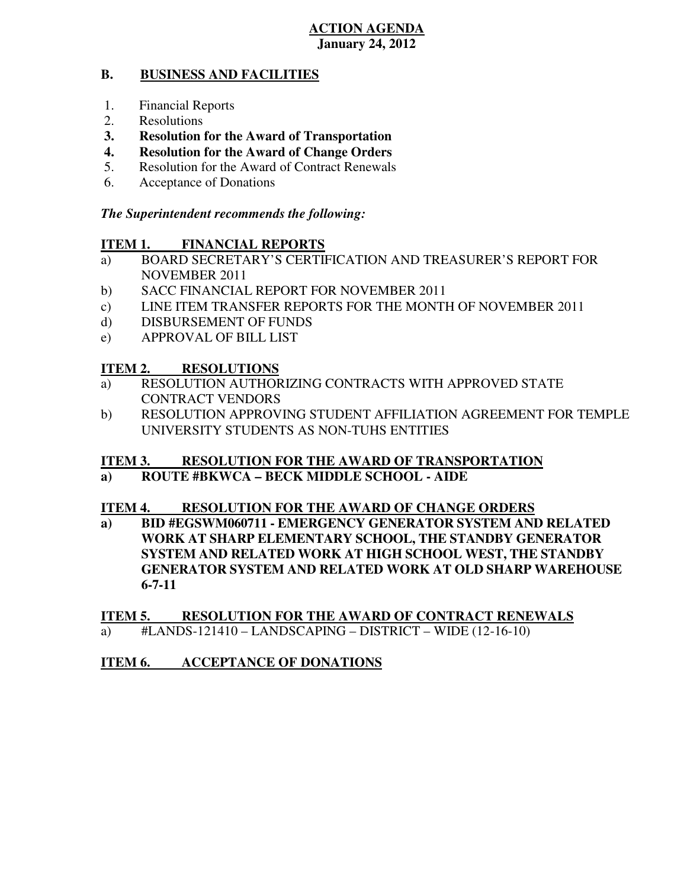**ACTION AGENDA**
**January 24, 2012**

## B. BUSINESS AND FACILITIES

1. Financial Reports
2. Resolutions
3. **Resolution for the Award of Transportation**
4. **Resolution for the Award of Change Orders**
5. Resolution for the Award of Contract Renewals
6. Acceptance of Donations

***The Superintendent recommends the following:***

### ITEM 1. FINANCIAL REPORTS

a) BOARD SECRETARY'S CERTIFICATION AND TREASURER'S REPORT FOR NOVEMBER 2011
b) SACC FINANCIAL REPORT FOR NOVEMBER 2011
c) LINE ITEM TRANSFER REPORTS FOR THE MONTH OF NOVEMBER 2011
d) DISBURSEMENT OF FUNDS
e) APPROVAL OF BILL LIST

### ITEM 2. RESOLUTIONS

a) RESOLUTION AUTHORIZING CONTRACTS WITH APPROVED STATE CONTRACT VENDORS
b) RESOLUTION APPROVING STUDENT AFFILIATION AGREEMENT FOR TEMPLE UNIVERSITY STUDENTS AS NON-TUHS ENTITIES

### ITEM 3. RESOLUTION FOR THE AWARD OF TRANSPORTATION

**a) ROUTE #BKWCA – BECK MIDDLE SCHOOL - AIDE**

### ITEM 4. RESOLUTION FOR THE AWARD OF CHANGE ORDERS

**a) BID #EGSWM060711 - EMERGENCY GENERATOR SYSTEM AND RELATED WORK AT SHARP ELEMENTARY SCHOOL, THE STANDBY GENERATOR SYSTEM AND RELATED WORK AT HIGH SCHOOL WEST, THE STANDBY GENERATOR SYSTEM AND RELATED WORK AT OLD SHARP WAREHOUSE 6-7-11**

### ITEM 5. RESOLUTION FOR THE AWARD OF CONTRACT RENEWALS

a) #LANDS-121410 – LANDSCAPING – DISTRICT – WIDE (12-16-10)

### ITEM 6. ACCEPTANCE OF DONATIONS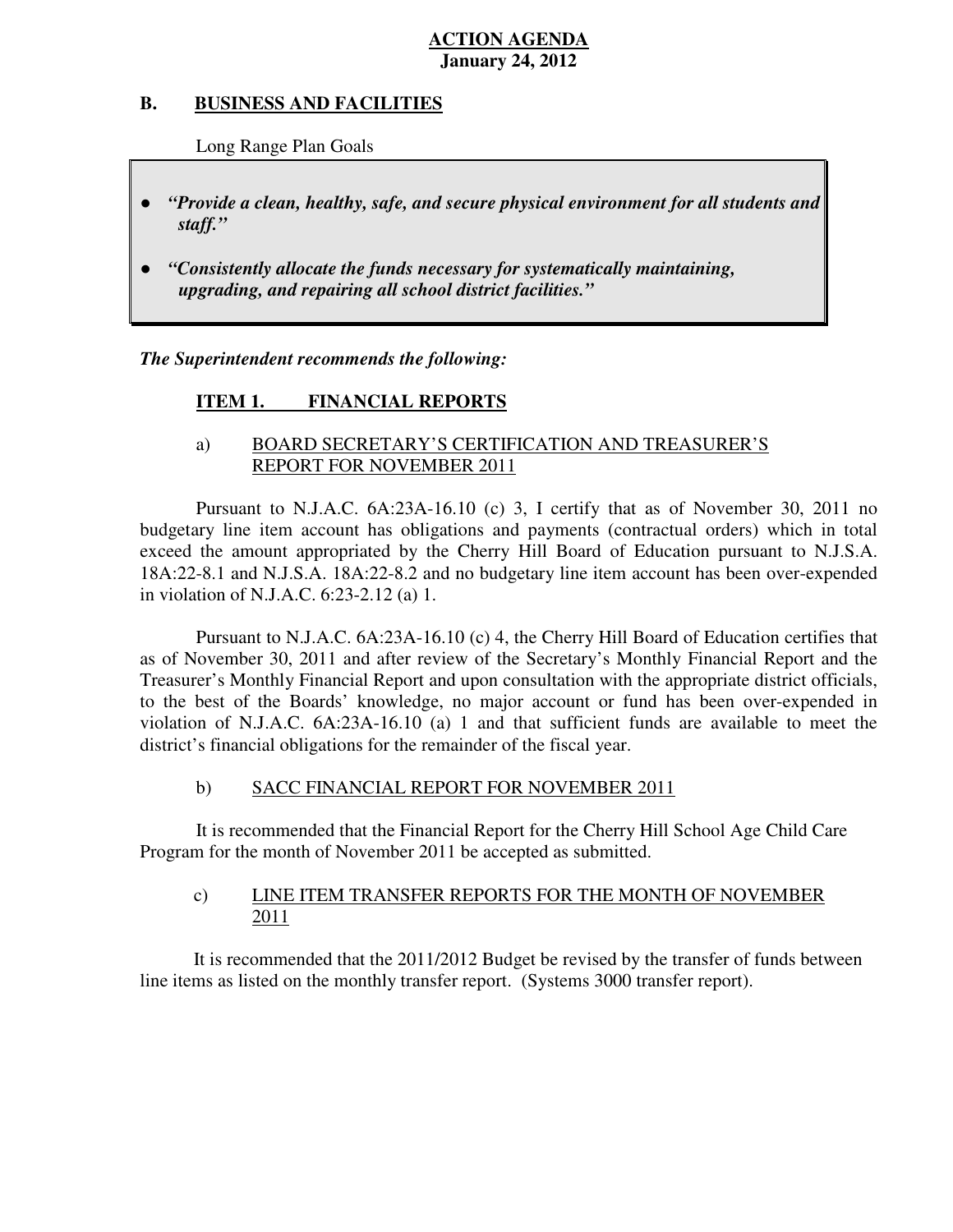**ACTION AGENDA**
**January 24, 2012**

## B. BUSINESS AND FACILITIES

Long Range Plan Goals

- ***"Provide a clean, healthy, safe, and secure physical environment for all students and staff."***
- ***"Consistently allocate the funds necessary for systematically maintaining, upgrading, and repairing all school district facilities."***

***The Superintendent recommends the following:***

### ITEM 1. FINANCIAL REPORTS

a) BOARD SECRETARY'S CERTIFICATION AND TREASURER'S REPORT FOR NOVEMBER 2011

Pursuant to N.J.A.C. 6A:23A-16.10 (c) 3, I certify that as of November 30, 2011 no budgetary line item account has obligations and payments (contractual orders) which in total exceed the amount appropriated by the Cherry Hill Board of Education pursuant to N.J.S.A. 18A:22-8.1 and N.J.S.A. 18A:22-8.2 and no budgetary line item account has been over-expended in violation of N.J.A.C. 6:23-2.12 (a) 1.

Pursuant to N.J.A.C. 6A:23A-16.10 (c) 4, the Cherry Hill Board of Education certifies that as of November 30, 2011 and after review of the Secretary's Monthly Financial Report and the Treasurer's Monthly Financial Report and upon consultation with the appropriate district officials, to the best of the Boards' knowledge, no major account or fund has been over-expended in violation of N.J.A.C. 6A:23A-16.10 (a) 1 and that sufficient funds are available to meet the district's financial obligations for the remainder of the fiscal year.

b) SACC FINANCIAL REPORT FOR NOVEMBER 2011

It is recommended that the Financial Report for the Cherry Hill School Age Child Care Program for the month of November 2011 be accepted as submitted.

c) LINE ITEM TRANSFER REPORTS FOR THE MONTH OF NOVEMBER 2011

It is recommended that the 2011/2012 Budget be revised by the transfer of funds between line items as listed on the monthly transfer report. (Systems 3000 transfer report).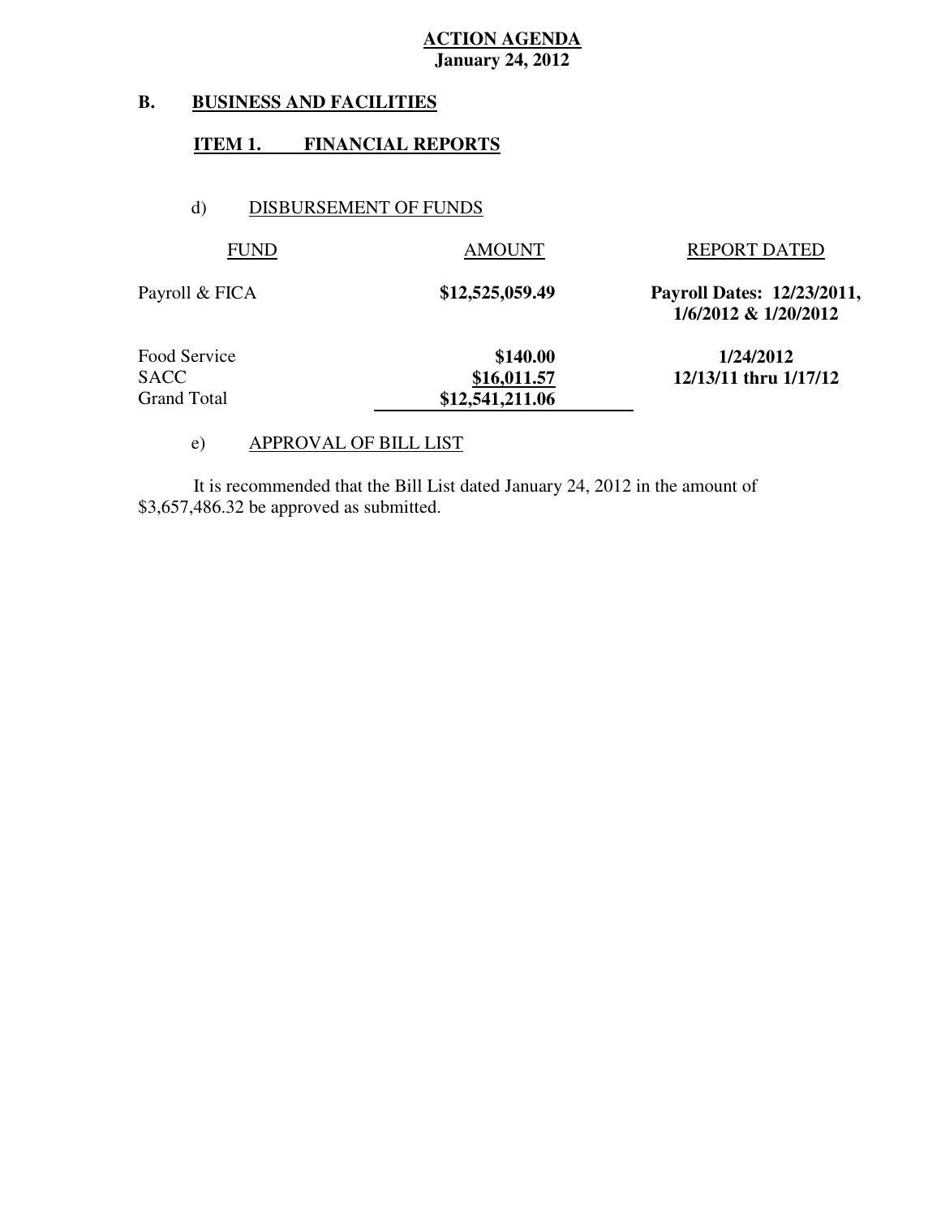**ACTION AGENDA**
**January 24, 2012**

## B. BUSINESS AND FACILITIES

### ITEM 1. FINANCIAL REPORTS

d) DISBURSEMENT OF FUNDS

| FUND | AMOUNT | REPORT DATED |
|---|---|---|
| Payroll & FICA | **$12,525,059.49** | **Payroll Dates: 12/23/2011, 1/6/2012 & 1/20/2012** |
| Food Service | **$140.00** | **1/24/2012** |
| SACC | **$16,011.57** | **12/13/11 thru 1/17/12** |
| Grand Total | **$12,541,211.06** | |

e) APPROVAL OF BILL LIST

It is recommended that the Bill List dated January 24, 2012 in the amount of $3,657,486.32 be approved as submitted.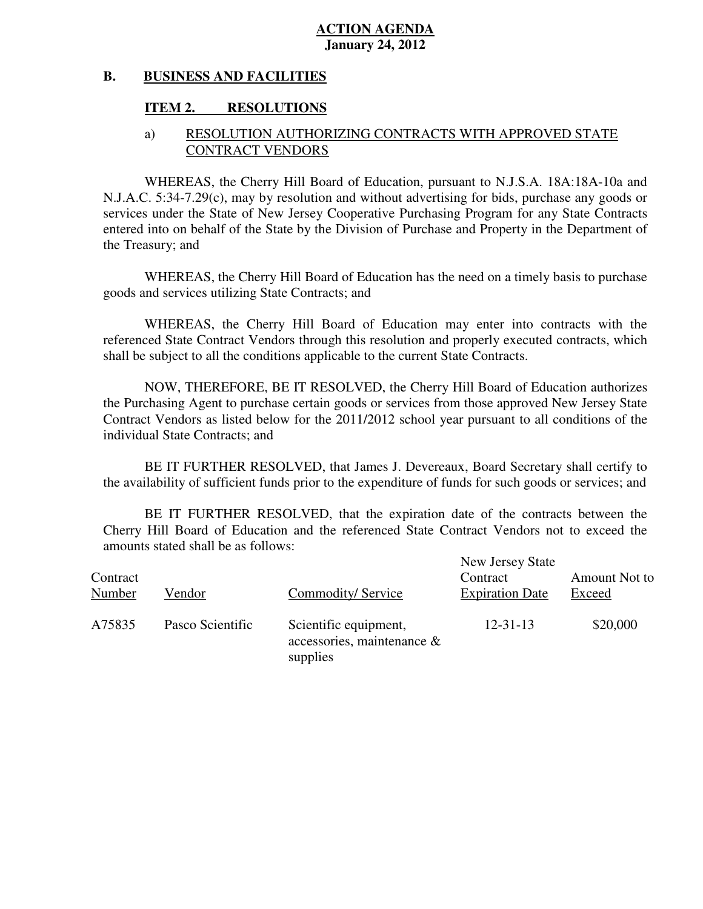**ACTION AGENDA**
**January 24, 2012**

## B. BUSINESS AND FACILITIES

### ITEM 2. RESOLUTIONS

a) RESOLUTION AUTHORIZING CONTRACTS WITH APPROVED STATE CONTRACT VENDORS

WHEREAS, the Cherry Hill Board of Education, pursuant to N.J.S.A. 18A:18A-10a and N.J.A.C. 5:34-7.29(c), may by resolution and without advertising for bids, purchase any goods or services under the State of New Jersey Cooperative Purchasing Program for any State Contracts entered into on behalf of the State by the Division of Purchase and Property in the Department of the Treasury; and

WHEREAS, the Cherry Hill Board of Education has the need on a timely basis to purchase goods and services utilizing State Contracts; and

WHEREAS, the Cherry Hill Board of Education may enter into contracts with the referenced State Contract Vendors through this resolution and properly executed contracts, which shall be subject to all the conditions applicable to the current State Contracts.

NOW, THEREFORE, BE IT RESOLVED, the Cherry Hill Board of Education authorizes the Purchasing Agent to purchase certain goods or services from those approved New Jersey State Contract Vendors as listed below for the 2011/2012 school year pursuant to all conditions of the individual State Contracts; and

BE IT FURTHER RESOLVED, that James J. Devereaux, Board Secretary shall certify to the availability of sufficient funds prior to the expenditure of funds for such goods or services; and

BE IT FURTHER RESOLVED, that the expiration date of the contracts between the Cherry Hill Board of Education and the referenced State Contract Vendors not to exceed the amounts stated shall be as follows:

| Contract Number | Vendor | Commodity/ Service | New Jersey State Contract Expiration Date | Amount Not to Exceed |
|---|---|---|---|---|
| A75835 | Pasco Scientific | Scientific equipment, accessories, maintenance & supplies | 12-31-13 | $20,000 |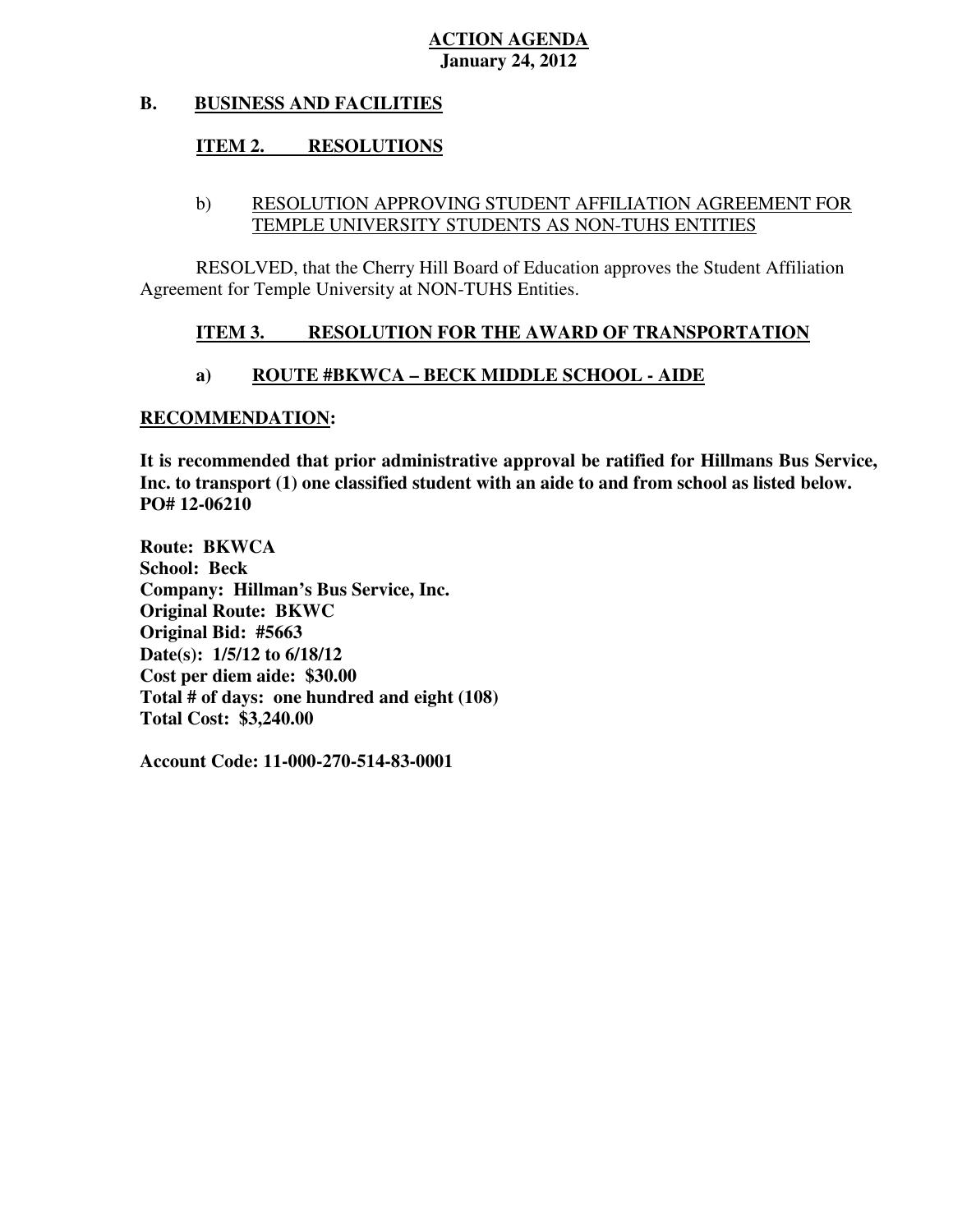**ACTION AGENDA**
**January 24, 2012**

## B. BUSINESS AND FACILITIES

### ITEM 2. RESOLUTIONS

b) RESOLUTION APPROVING STUDENT AFFILIATION AGREEMENT FOR TEMPLE UNIVERSITY STUDENTS AS NON-TUHS ENTITIES

RESOLVED, that the Cherry Hill Board of Education approves the Student Affiliation Agreement for Temple University at NON-TUHS Entities.

### ITEM 3. RESOLUTION FOR THE AWARD OF TRANSPORTATION

**a) ROUTE #BKWCA – BECK MIDDLE SCHOOL - AIDE**

**RECOMMENDATION:**

**It is recommended that prior administrative approval be ratified for Hillmans Bus Service, Inc. to transport (1) one classified student with an aide to and from school as listed below. PO# 12-06210**

**Route: BKWCA**
**School: Beck**
**Company: Hillman's Bus Service, Inc.**
**Original Route: BKWC**
**Original Bid: #5663**
**Date(s): 1/5/12 to 6/18/12**
**Cost per diem aide: $30.00**
**Total # of days: one hundred and eight (108)**
**Total Cost: $3,240.00**

**Account Code: 11-000-270-514-83-0001**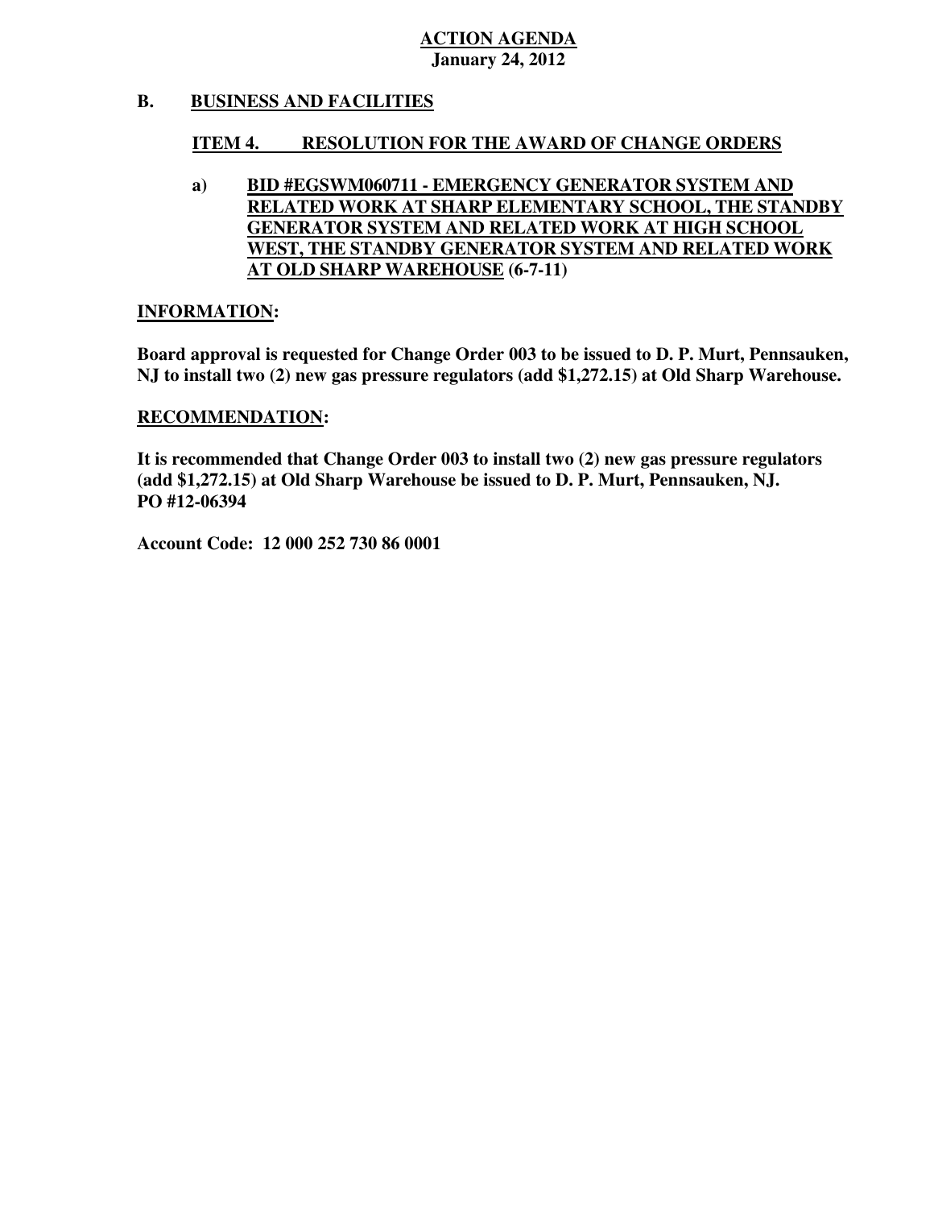**ACTION AGENDA**
**January 24, 2012**

## B. BUSINESS AND FACILITIES

### ITEM 4. RESOLUTION FOR THE AWARD OF CHANGE ORDERS

**a) BID #EGSWM060711 - EMERGENCY GENERATOR SYSTEM AND RELATED WORK AT SHARP ELEMENTARY SCHOOL, THE STANDBY GENERATOR SYSTEM AND RELATED WORK AT HIGH SCHOOL WEST, THE STANDBY GENERATOR SYSTEM AND RELATED WORK AT OLD SHARP WAREHOUSE (6-7-11)**

**INFORMATION:**

**Board approval is requested for Change Order 003 to be issued to D. P. Murt, Pennsauken, NJ to install two (2) new gas pressure regulators (add $1,272.15) at Old Sharp Warehouse.**

**RECOMMENDATION:**

**It is recommended that Change Order 003 to install two (2) new gas pressure regulators (add $1,272.15) at Old Sharp Warehouse be issued to D. P. Murt, Pennsauken, NJ.**
**PO #12-06394**

**Account Code: 12 000 252 730 86 0001**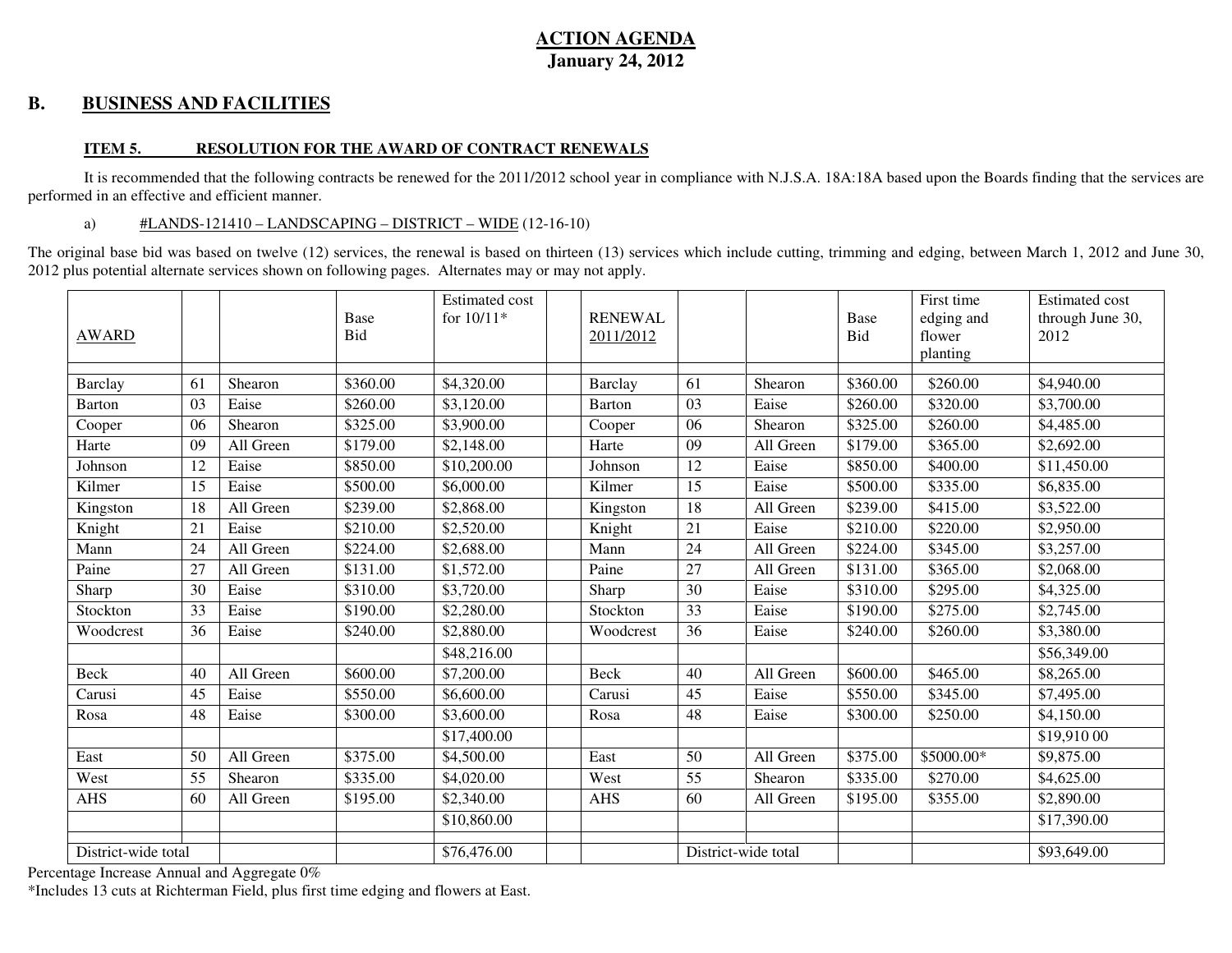# ACTION AGENDA
## January 24, 2012

## B. BUSINESS AND FACILITIES

### ITEM 5. RESOLUTION FOR THE AWARD OF CONTRACT RENEWALS

It is recommended that the following contracts be renewed for the 2011/2012 school year in compliance with N.J.S.A. 18A:18A based upon the Boards finding that the services are performed in an effective and efficient manner.

a) #LANDS-121410 – LANDSCAPING – DISTRICT – WIDE (12-16-10)

The original base bid was based on twelve (12) services, the renewal is based on thirteen (13) services which include cutting, trimming and edging, between March 1, 2012 and June 30, 2012 plus potential alternate services shown on following pages. Alternates may or may not apply.

| AWARD | | | Base Bid | Estimated cost for 10/11* | | RENEWAL 2011/2012 | | | Base Bid | First time edging and flower planting | Estimated cost through June 30, 2012 |
|---|---|---|---|---|---|---|---|---|---|---|---|
| Barclay | 61 | Shearon | $360.00 | $4,320.00 | | Barclay | 61 | Shearon | $360.00 | $260.00 | $4,940.00 |
| Barton | 03 | Eaise | $260.00 | $3,120.00 | | Barton | 03 | Eaise | $260.00 | $320.00 | $3,700.00 |
| Cooper | 06 | Shearon | $325.00 | $3,900.00 | | Cooper | 06 | Shearon | $325.00 | $260.00 | $4,485.00 |
| Harte | 09 | All Green | $179.00 | $2,148.00 | | Harte | 09 | All Green | $179.00 | $365.00 | $2,692.00 |
| Johnson | 12 | Eaise | $850.00 | $10,200.00 | | Johnson | 12 | Eaise | $850.00 | $400.00 | $11,450.00 |
| Kilmer | 15 | Eaise | $500.00 | $6,000.00 | | Kilmer | 15 | Eaise | $500.00 | $335.00 | $6,835.00 |
| Kingston | 18 | All Green | $239.00 | $2,868.00 | | Kingston | 18 | All Green | $239.00 | $415.00 | $3,522.00 |
| Knight | 21 | Eaise | $210.00 | $2,520.00 | | Knight | 21 | Eaise | $210.00 | $220.00 | $2,950.00 |
| Mann | 24 | All Green | $224.00 | $2,688.00 | | Mann | 24 | All Green | $224.00 | $345.00 | $3,257.00 |
| Paine | 27 | All Green | $131.00 | $1,572.00 | | Paine | 27 | All Green | $131.00 | $365.00 | $2,068.00 |
| Sharp | 30 | Eaise | $310.00 | $3,720.00 | | Sharp | 30 | Eaise | $310.00 | $295.00 | $4,325.00 |
| Stockton | 33 | Eaise | $190.00 | $2,280.00 | | Stockton | 33 | Eaise | $190.00 | $275.00 | $2,745.00 |
| Woodcrest | 36 | Eaise | $240.00 | $2,880.00 | | Woodcrest | 36 | Eaise | $240.00 | $260.00 | $3,380.00 |
| | | | | $48,216.00 | | | | | | | $56,349.00 |
| Beck | 40 | All Green | $600.00 | $7,200.00 | | Beck | 40 | All Green | $600.00 | $465.00 | $8,265.00 |
| Carusi | 45 | Eaise | $550.00 | $6,600.00 | | Carusi | 45 | Eaise | $550.00 | $345.00 | $7,495.00 |
| Rosa | 48 | Eaise | $300.00 | $3,600.00 | | Rosa | 48 | Eaise | $300.00 | $250.00 | $4,150.00 |
| | | | | $17,400.00 | | | | | | | $19,910 00 |
| East | 50 | All Green | $375.00 | $4,500.00 | | East | 50 | All Green | $375.00 | $5000.00* | $9,875.00 |
| West | 55 | Shearon | $335.00 | $4,020.00 | | West | 55 | Shearon | $335.00 | $270.00 | $4,625.00 |
| AHS | 60 | All Green | $195.00 | $2,340.00 | | AHS | 60 | All Green | $195.00 | $355.00 | $2,890.00 |
| | | | | $10,860.00 | | | | | | | $17,390.00 |
| District-wide total | | | | $76,476.00 | | | District-wide total | | | | $93,649.00 |

Percentage Increase Annual and Aggregate 0%

*Includes 13 cuts at Richterman Field, plus first time edging and flowers at East.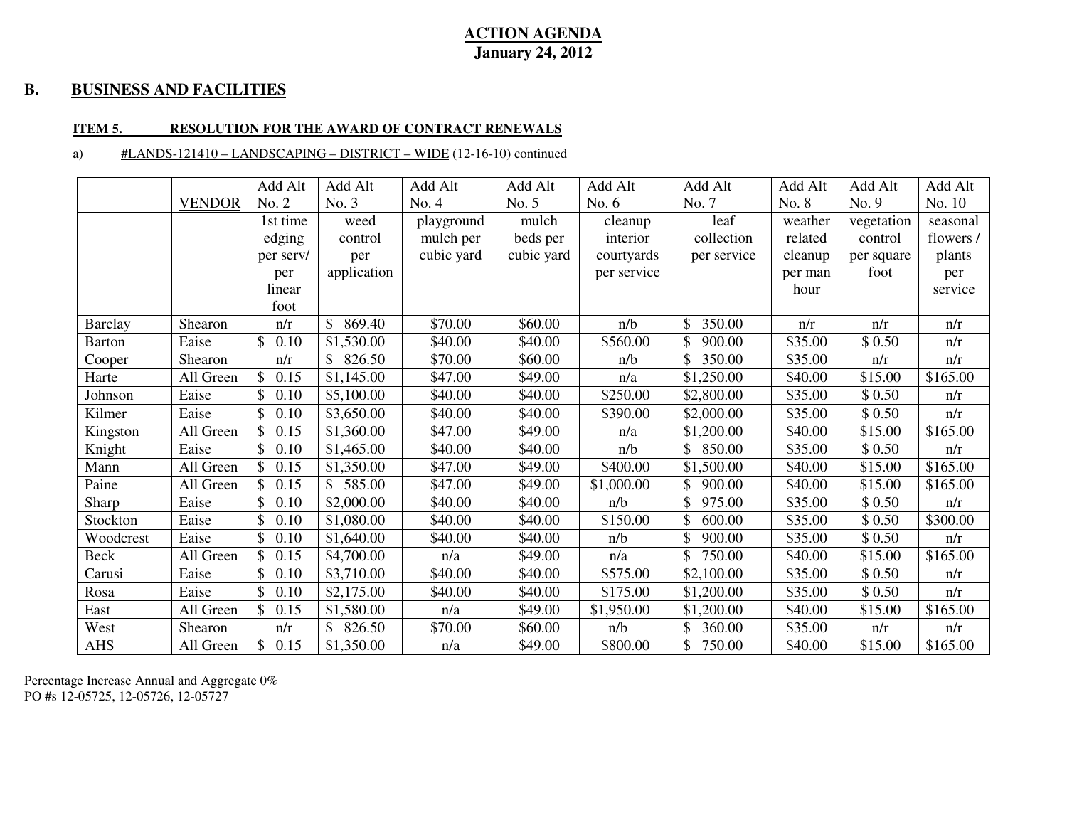**ACTION AGENDA**
**January 24, 2012**

## B. BUSINESS AND FACILITIES

### ITEM 5. RESOLUTION FOR THE AWARD OF CONTRACT RENEWALS

a) #LANDS-121410 – LANDSCAPING – DISTRICT – WIDE (12-16-10) continued

| | VENDOR | Add Alt No. 2 | Add Alt No. 3 | Add Alt No. 4 | Add Alt No. 5 | Add Alt No. 6 | Add Alt No. 7 | Add Alt No. 8 | Add Alt No. 9 | Add Alt No. 10 |
|---|---|---|---|---|---|---|---|---|---|---|
| | | 1st time edging per serv/ per linear foot | weed control per application | playground mulch per cubic yard | mulch beds per cubic yard | cleanup interior courtyards per service | leaf collection per service | weather related cleanup per man hour | vegetation control per square foot | seasonal flowers / plants per service |
| Barclay | Shearon | n/r | $ 869.40 | $70.00 | $60.00 | n/b | $ 350.00 | n/r | n/r | n/r |
| Barton | Eaise | $ 0.10 | $1,530.00 | $40.00 | $40.00 | $560.00 | $ 900.00 | $35.00 | $ 0.50 | n/r |
| Cooper | Shearon | n/r | $ 826.50 | $70.00 | $60.00 | n/b | $ 350.00 | $35.00 | n/r | n/r |
| Harte | All Green | $ 0.15 | $1,145.00 | $47.00 | $49.00 | n/a | $1,250.00 | $40.00 | $15.00 | $165.00 |
| Johnson | Eaise | $ 0.10 | $5,100.00 | $40.00 | $40.00 | $250.00 | $2,800.00 | $35.00 | $ 0.50 | n/r |
| Kilmer | Eaise | $ 0.10 | $3,650.00 | $40.00 | $40.00 | $390.00 | $2,000.00 | $35.00 | $ 0.50 | n/r |
| Kingston | All Green | $ 0.15 | $1,360.00 | $47.00 | $49.00 | n/a | $1,200.00 | $40.00 | $15.00 | $165.00 |
| Knight | Eaise | $ 0.10 | $1,465.00 | $40.00 | $40.00 | n/b | $ 850.00 | $35.00 | $ 0.50 | n/r |
| Mann | All Green | $ 0.15 | $1,350.00 | $47.00 | $49.00 | $400.00 | $1,500.00 | $40.00 | $15.00 | $165.00 |
| Paine | All Green | $ 0.15 | $ 585.00 | $47.00 | $49.00 | $1,000.00 | $ 900.00 | $40.00 | $15.00 | $165.00 |
| Sharp | Eaise | $ 0.10 | $2,000.00 | $40.00 | $40.00 | n/b | $ 975.00 | $35.00 | $ 0.50 | n/r |
| Stockton | Eaise | $ 0.10 | $1,080.00 | $40.00 | $40.00 | $150.00 | $ 600.00 | $35.00 | $ 0.50 | $300.00 |
| Woodcrest | Eaise | $ 0.10 | $1,640.00 | $40.00 | $40.00 | n/b | $ 900.00 | $35.00 | $ 0.50 | n/r |
| Beck | All Green | $ 0.15 | $4,700.00 | n/a | $49.00 | n/a | $ 750.00 | $40.00 | $15.00 | $165.00 |
| Carusi | Eaise | $ 0.10 | $3,710.00 | $40.00 | $40.00 | $575.00 | $2,100.00 | $35.00 | $ 0.50 | n/r |
| Rosa | Eaise | $ 0.10 | $2,175.00 | $40.00 | $40.00 | $175.00 | $1,200.00 | $35.00 | $ 0.50 | n/r |
| East | All Green | $ 0.15 | $1,580.00 | n/a | $49.00 | $1,950.00 | $1,200.00 | $40.00 | $15.00 | $165.00 |
| West | Shearon | n/r | $ 826.50 | $70.00 | $60.00 | n/b | $ 360.00 | $35.00 | n/r | n/r |
| AHS | All Green | $ 0.15 | $1,350.00 | n/a | $49.00 | $800.00 | $ 750.00 | $40.00 | $15.00 | $165.00 |

Percentage Increase Annual and Aggregate 0%
PO #s 12-05725, 12-05726, 12-05727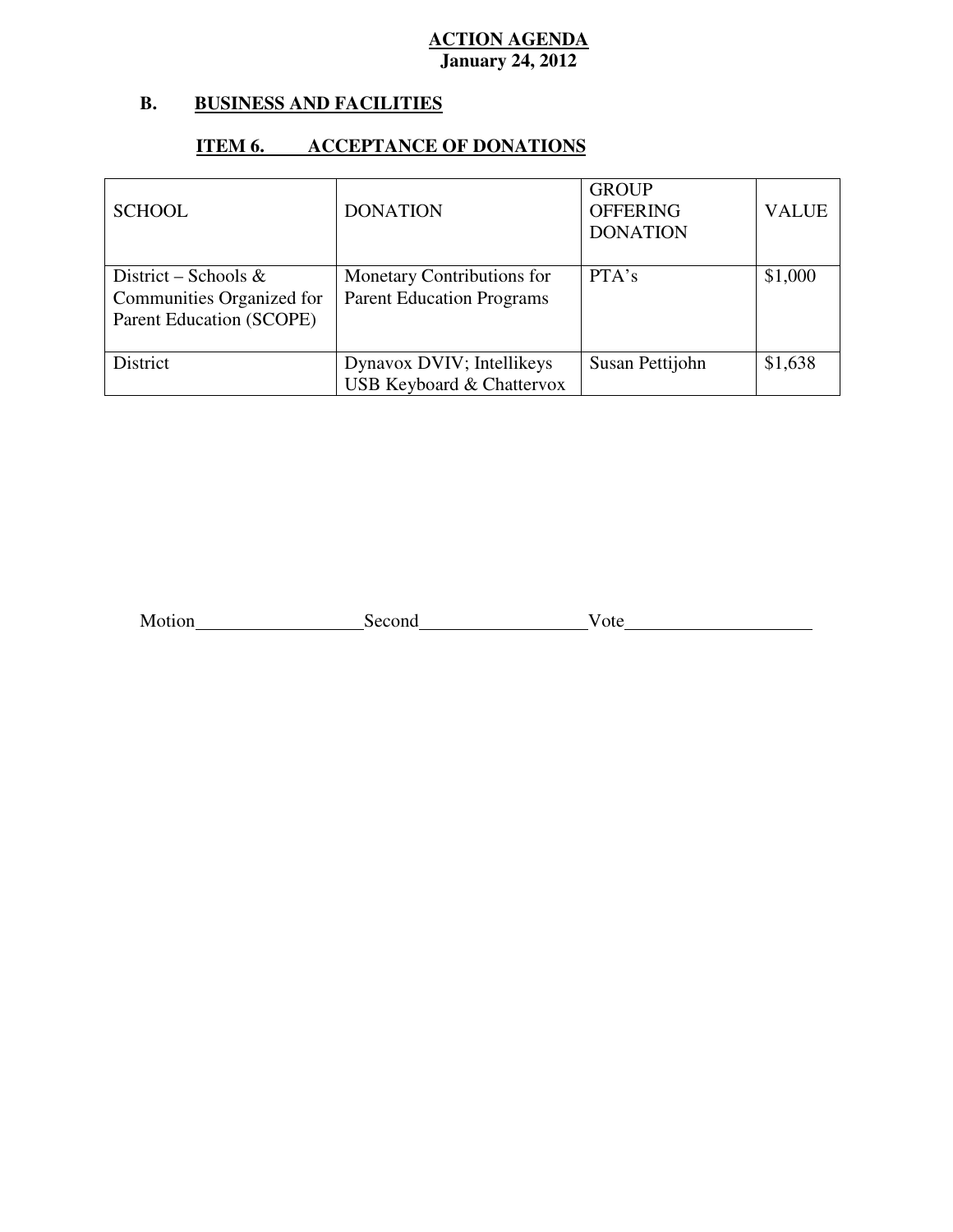**ACTION AGENDA**
**January 24, 2012**

## B. BUSINESS AND FACILITIES

### ITEM 6. ACCEPTANCE OF DONATIONS

| SCHOOL | DONATION | GROUP OFFERING DONATION | VALUE |
|---|---|---|---|
| District – Schools & Communities Organized for Parent Education (SCOPE) | Monetary Contributions for Parent Education Programs | PTA's | $1,000 |
| District | Dynavox DVIV; Intellikeys USB Keyboard & Chattervox | Susan Pettijohn | $1,638 |

Motion__________________Second__________________Vote____________________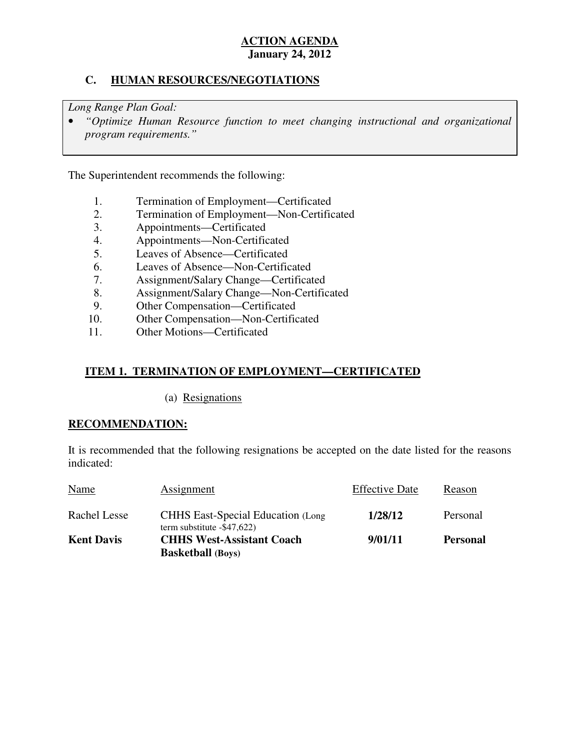**ACTION AGENDA**
**January 24, 2012**

## C. HUMAN RESOURCES/NEGOTIATIONS

*Long Range Plan Goal:*
- *"Optimize Human Resource function to meet changing instructional and organizational program requirements."*

The Superintendent recommends the following:

1. Termination of Employment—Certificated
2. Termination of Employment—Non-Certificated
3. Appointments—Certificated
4. Appointments—Non-Certificated
5. Leaves of Absence—Certificated
6. Leaves of Absence—Non-Certificated
7. Assignment/Salary Change—Certificated
8. Assignment/Salary Change—Non-Certificated
9. Other Compensation—Certificated
10. Other Compensation—Non-Certificated
11. Other Motions—Certificated

### ITEM 1. TERMINATION OF EMPLOYMENT—CERTIFICATED

(a) Resignations

**RECOMMENDATION:**

It is recommended that the following resignations be accepted on the date listed for the reasons indicated:

| Name | Assignment | Effective Date | Reason |
|---|---|---|---|
| Rachel Lesse | CHHS East-Special Education (Long term substitute -$47,622) | **1/28/12** | Personal |
| **Kent Davis** | **CHHS West-Assistant Coach Basketball (Boys)** | **9/01/11** | **Personal** |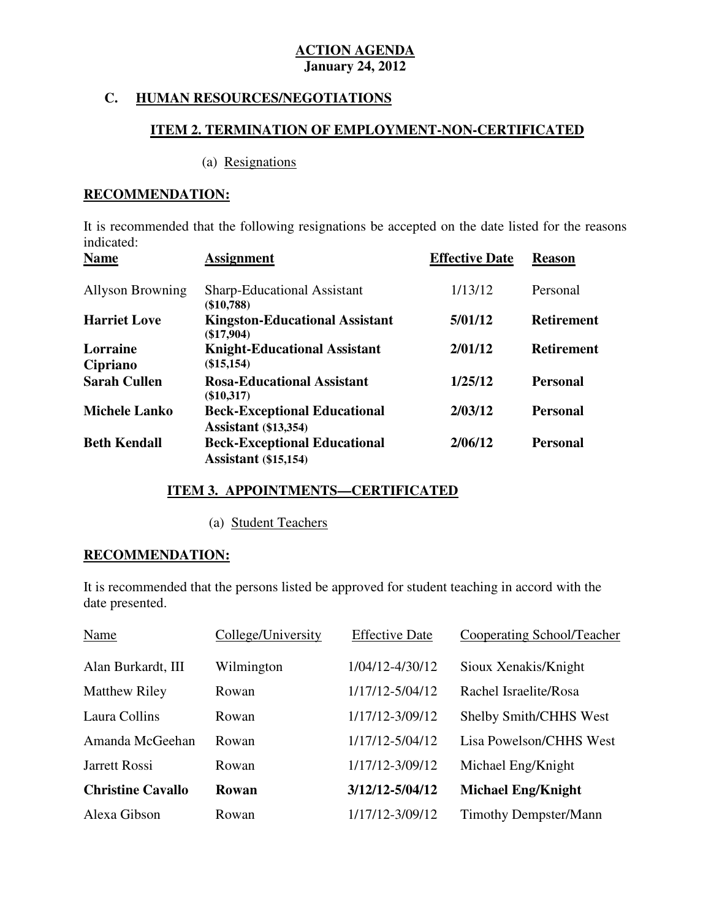**ACTION AGENDA**
**January 24, 2012**

## C. HUMAN RESOURCES/NEGOTIATIONS

### ITEM 2. TERMINATION OF EMPLOYMENT-NON-CERTIFICATED

(a) Resignations

**RECOMMENDATION:**

It is recommended that the following resignations be accepted on the date listed for the reasons indicated:

| Name | Assignment | Effective Date | Reason |
|---|---|---|---|
| Allyson Browning | Sharp-Educational Assistant ($10,788) | 1/13/12 | Personal |
| **Harriet Love** | **Kingston-Educational Assistant ($17,904)** | **5/01/12** | **Retirement** |
| **Lorraine Cipriano** | **Knight-Educational Assistant ($15,154)** | **2/01/12** | **Retirement** |
| **Sarah Cullen** | **Rosa-Educational Assistant ($10,317)** | **1/25/12** | **Personal** |
| **Michele Lanko** | **Beck-Exceptional Educational Assistant ($13,354)** | **2/03/12** | **Personal** |
| **Beth Kendall** | **Beck-Exceptional Educational Assistant ($15,154)** | **2/06/12** | **Personal** |

### ITEM 3. APPOINTMENTS—CERTIFICATED

(a) Student Teachers

**RECOMMENDATION:**

It is recommended that the persons listed be approved for student teaching in accord with the date presented.

| Name | College/University | Effective Date | Cooperating School/Teacher |
|---|---|---|---|
| Alan Burkardt, III | Wilmington | 1/04/12-4/30/12 | Sioux Xenakis/Knight |
| Matthew Riley | Rowan | 1/17/12-5/04/12 | Rachel Israelite/Rosa |
| Laura Collins | Rowan | 1/17/12-3/09/12 | Shelby Smith/CHHS West |
| Amanda McGeehan | Rowan | 1/17/12-5/04/12 | Lisa Powelson/CHHS West |
| Jarrett Rossi | Rowan | 1/17/12-3/09/12 | Michael Eng/Knight |
| **Christine Cavallo** | **Rowan** | **3/12/12-5/04/12** | **Michael Eng/Knight** |
| Alexa Gibson | Rowan | 1/17/12-3/09/12 | Timothy Dempster/Mann |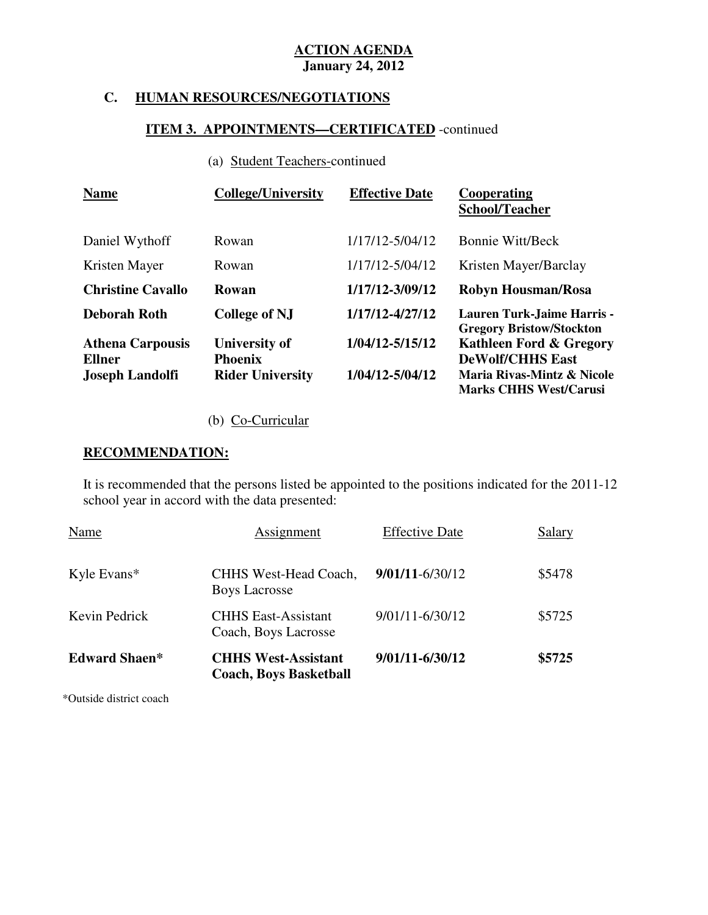**ACTION AGENDA**
**January 24, 2012**

## C. HUMAN RESOURCES/NEGOTIATIONS

### ITEM 3. APPOINTMENTS—CERTIFICATED -continued

(a) Student Teachers-continued

| Name | College/University | Effective Date | Cooperating School/Teacher |
|---|---|---|---|
| Daniel Wythoff | Rowan | 1/17/12-5/04/12 | Bonnie Witt/Beck |
| Kristen Mayer | Rowan | 1/17/12-5/04/12 | Kristen Mayer/Barclay |
| **Christine Cavallo** | **Rowan** | **1/17/12-3/09/12** | **Robyn Housman/Rosa** |
| **Deborah Roth** | **College of NJ** | **1/17/12-4/27/12** | **Lauren Turk-Jaime Harris - Gregory Bristow/Stockton** |
| **Athena Carpousis Ellner** | **University of Phoenix** | **1/04/12-5/15/12** | **Kathleen Ford & Gregory DeWolf/CHHS East** |
| **Joseph Landolfi** | **Rider University** | **1/04/12-5/04/12** | **Maria Rivas-Mintz & Nicole Marks CHHS West/Carusi** |

(b) Co-Curricular

**RECOMMENDATION:**

It is recommended that the persons listed be appointed to the positions indicated for the 2011-12 school year in accord with the data presented:

| Name | Assignment | Effective Date | Salary |
|---|---|---|---|
| Kyle Evans* | CHHS West-Head Coach, Boys Lacrosse | **9/01/11**-6/30/12 | $5478 |
| Kevin Pedrick | CHHS East-Assistant Coach, Boys Lacrosse | 9/01/11-6/30/12 | $5725 |
| **Edward Shaen*** | **CHHS West-Assistant Coach, Boys Basketball** | **9/01/11-6/30/12** | **$5725** |

*Outside district coach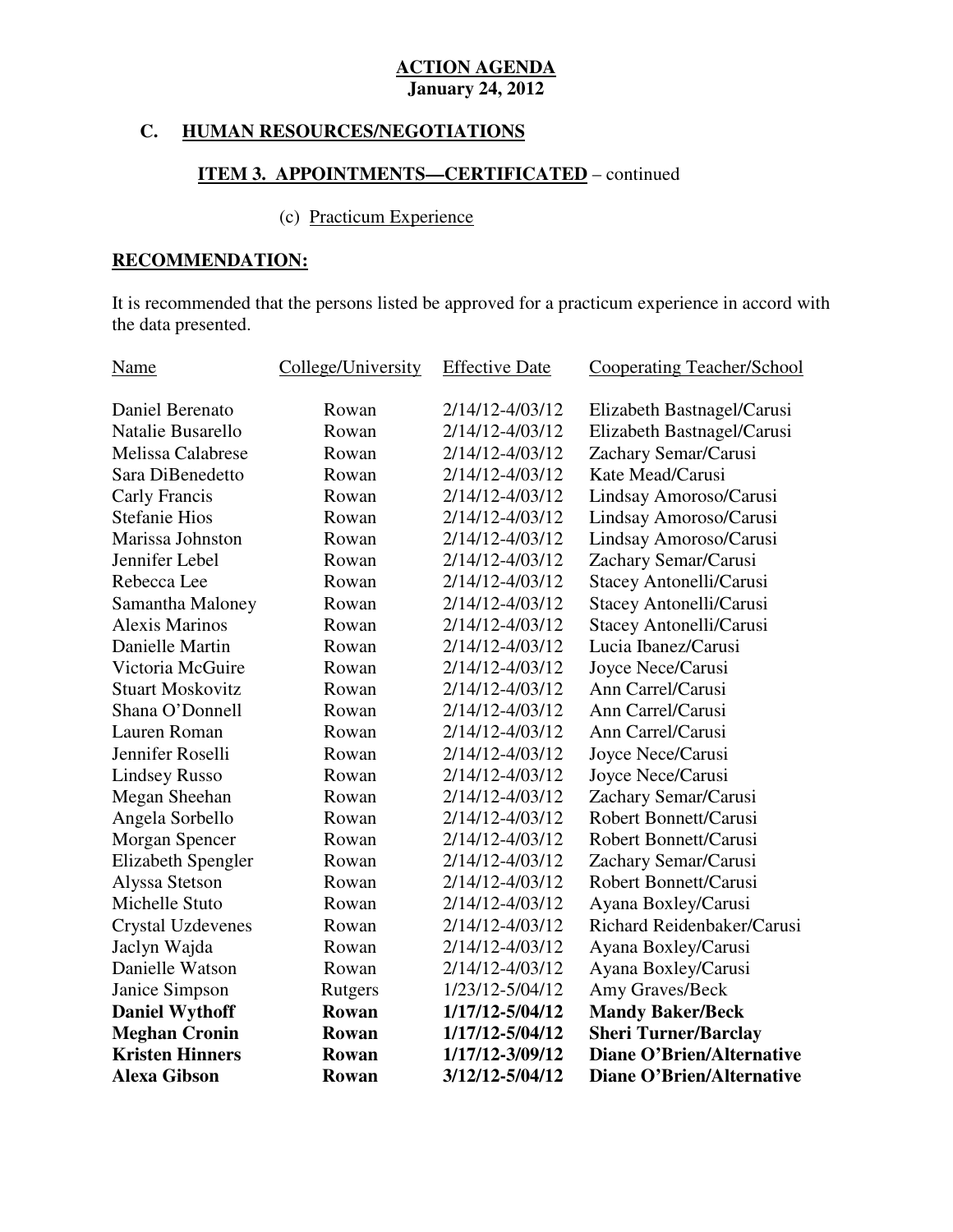**ACTION AGENDA**
**January 24, 2012**

## C. HUMAN RESOURCES/NEGOTIATIONS

### ITEM 3. APPOINTMENTS—CERTIFICATED – continued

(c) Practicum Experience

**RECOMMENDATION:**

It is recommended that the persons listed be approved for a practicum experience in accord with the data presented.

| Name | College/University | Effective Date | Cooperating Teacher/School |
|---|---|---|---|
| Daniel Berenato | Rowan | 2/14/12-4/03/12 | Elizabeth Bastnagel/Carusi |
| Natalie Busarello | Rowan | 2/14/12-4/03/12 | Elizabeth Bastnagel/Carusi |
| Melissa Calabrese | Rowan | 2/14/12-4/03/12 | Zachary Semar/Carusi |
| Sara DiBenedetto | Rowan | 2/14/12-4/03/12 | Kate Mead/Carusi |
| Carly Francis | Rowan | 2/14/12-4/03/12 | Lindsay Amoroso/Carusi |
| Stefanie Hios | Rowan | 2/14/12-4/03/12 | Lindsay Amoroso/Carusi |
| Marissa Johnston | Rowan | 2/14/12-4/03/12 | Lindsay Amoroso/Carusi |
| Jennifer Lebel | Rowan | 2/14/12-4/03/12 | Zachary Semar/Carusi |
| Rebecca Lee | Rowan | 2/14/12-4/03/12 | Stacey Antonelli/Carusi |
| Samantha Maloney | Rowan | 2/14/12-4/03/12 | Stacey Antonelli/Carusi |
| Alexis Marinos | Rowan | 2/14/12-4/03/12 | Stacey Antonelli/Carusi |
| Danielle Martin | Rowan | 2/14/12-4/03/12 | Lucia Ibanez/Carusi |
| Victoria McGuire | Rowan | 2/14/12-4/03/12 | Joyce Nece/Carusi |
| Stuart Moskovitz | Rowan | 2/14/12-4/03/12 | Ann Carrel/Carusi |
| Shana O'Donnell | Rowan | 2/14/12-4/03/12 | Ann Carrel/Carusi |
| Lauren Roman | Rowan | 2/14/12-4/03/12 | Ann Carrel/Carusi |
| Jennifer Roselli | Rowan | 2/14/12-4/03/12 | Joyce Nece/Carusi |
| Lindsey Russo | Rowan | 2/14/12-4/03/12 | Joyce Nece/Carusi |
| Megan Sheehan | Rowan | 2/14/12-4/03/12 | Zachary Semar/Carusi |
| Angela Sorbello | Rowan | 2/14/12-4/03/12 | Robert Bonnett/Carusi |
| Morgan Spencer | Rowan | 2/14/12-4/03/12 | Robert Bonnett/Carusi |
| Elizabeth Spengler | Rowan | 2/14/12-4/03/12 | Zachary Semar/Carusi |
| Alyssa Stetson | Rowan | 2/14/12-4/03/12 | Robert Bonnett/Carusi |
| Michelle Stuto | Rowan | 2/14/12-4/03/12 | Ayana Boxley/Carusi |
| Crystal Uzdevenes | Rowan | 2/14/12-4/03/12 | Richard Reidenbaker/Carusi |
| Jaclyn Wajda | Rowan | 2/14/12-4/03/12 | Ayana Boxley/Carusi |
| Danielle Watson | Rowan | 2/14/12-4/03/12 | Ayana Boxley/Carusi |
| Janice Simpson | Rutgers | 1/23/12-5/04/12 | Amy Graves/Beck |
| **Daniel Wythoff** | **Rowan** | **1/17/12-5/04/12** | **Mandy Baker/Beck** |
| **Meghan Cronin** | **Rowan** | **1/17/12-5/04/12** | **Sheri Turner/Barclay** |
| **Kristen Hinners** | **Rowan** | **1/17/12-3/09/12** | **Diane O'Brien/Alternative** |
| **Alexa Gibson** | **Rowan** | **3/12/12-5/04/12** | **Diane O'Brien/Alternative** |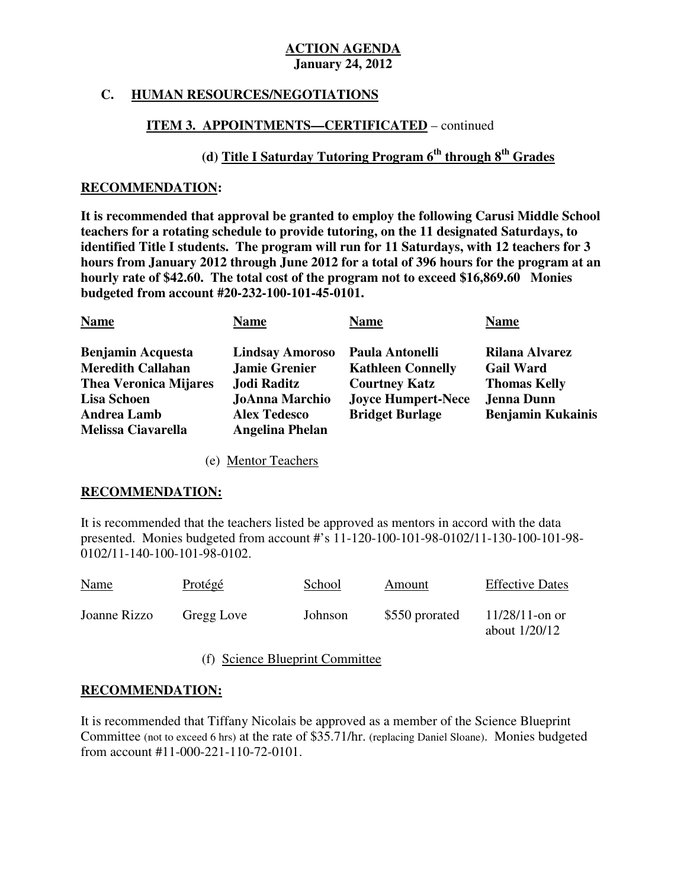**ACTION AGENDA**
**January 24, 2012**

## C. HUMAN RESOURCES/NEGOTIATIONS

### ITEM 3. APPOINTMENTS—CERTIFICATED – continued

#### (d) Title I Saturday Tutoring Program 6th through 8th Grades

**RECOMMENDATION:**

**It is recommended that approval be granted to employ the following Carusi Middle School teachers for a rotating schedule to provide tutoring, on the 11 designated Saturdays, to identified Title I students. The program will run for 11 Saturdays, with 12 teachers for 3 hours from January 2012 through June 2012 for a total of 396 hours for the program at an hourly rate of $42.60. The total cost of the program not to exceed $16,869.60 Monies budgeted from account #20-232-100-101-45-0101.**

| Name | Name | Name | Name |
|---|---|---|---|
| **Benjamin Acquesta** | **Lindsay Amoroso** | **Paula Antonelli** | **Rilana Alvarez** |
| **Meredith Callahan** | **Jamie Grenier** | **Kathleen Connelly** | **Gail Ward** |
| **Thea Veronica Mijares** | **Jodi Raditz** | **Courtney Katz** | **Thomas Kelly** |
| **Lisa Schoen** | **JoAnna Marchio** | **Joyce Humpert-Nece** | **Jenna Dunn** |
| **Andrea Lamb** | **Alex Tedesco** | **Bridget Burlage** | **Benjamin Kukainis** |
| **Melissa Ciavarella** | **Angelina Phelan** | | |

#### (e) Mentor Teachers

**RECOMMENDATION:**

It is recommended that the teachers listed be approved as mentors in accord with the data presented. Monies budgeted from account #'s 11-120-100-101-98-0102/11-130-100-101-98-0102/11-140-100-101-98-0102.

| Name | Protégé | School | Amount | Effective Dates |
|---|---|---|---|---|
| Joanne Rizzo | Gregg Love | Johnson | $550 prorated | 11/28/11-on or about 1/20/12 |

#### (f) Science Blueprint Committee

**RECOMMENDATION:**

It is recommended that Tiffany Nicolais be approved as a member of the Science Blueprint Committee (not to exceed 6 hrs) at the rate of $35.71/hr. (replacing Daniel Sloane). Monies budgeted from account #11-000-221-110-72-0101.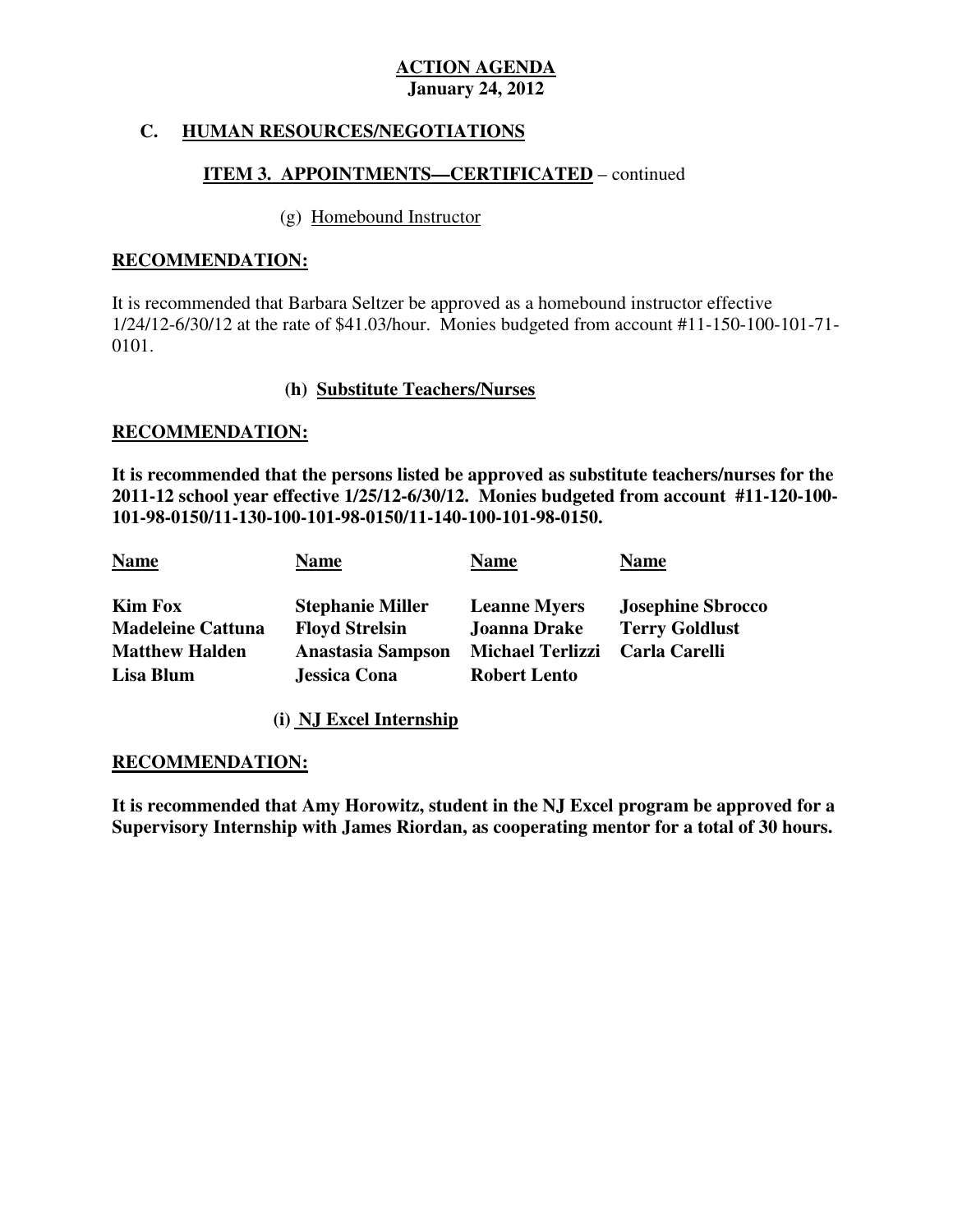**ACTION AGENDA**
**January 24, 2012**

## C. HUMAN RESOURCES/NEGOTIATIONS

### ITEM 3. APPOINTMENTS—CERTIFICATED – continued

(g) Homebound Instructor

**RECOMMENDATION:**

It is recommended that Barbara Seltzer be approved as a homebound instructor effective 1/24/12-6/30/12 at the rate of $41.03/hour. Monies budgeted from account #11-150-100-101-71-0101.

**(h) Substitute Teachers/Nurses**

**RECOMMENDATION:**

**It is recommended that the persons listed be approved as substitute teachers/nurses for the 2011-12 school year effective 1/25/12-6/30/12. Monies budgeted from account #11-120-100-101-98-0150/11-130-100-101-98-0150/11-140-100-101-98-0150.**

| Name | Name | Name | Name |
|---|---|---|---|
| **Kim Fox** | **Stephanie Miller** | **Leanne Myers** | **Josephine Sbrocco** |
| **Madeleine Cattuna** | **Floyd Strelsin** | **Joanna Drake** | **Terry Goldlust** |
| **Matthew Halden** | **Anastasia Sampson** | **Michael Terlizzi** | **Carla Carelli** |
| **Lisa Blum** | **Jessica Cona** | **Robert Lento** | |

**(i) NJ Excel Internship**

**RECOMMENDATION:**

**It is recommended that Amy Horowitz, student in the NJ Excel program be approved for a Supervisory Internship with James Riordan, as cooperating mentor for a total of 30 hours.**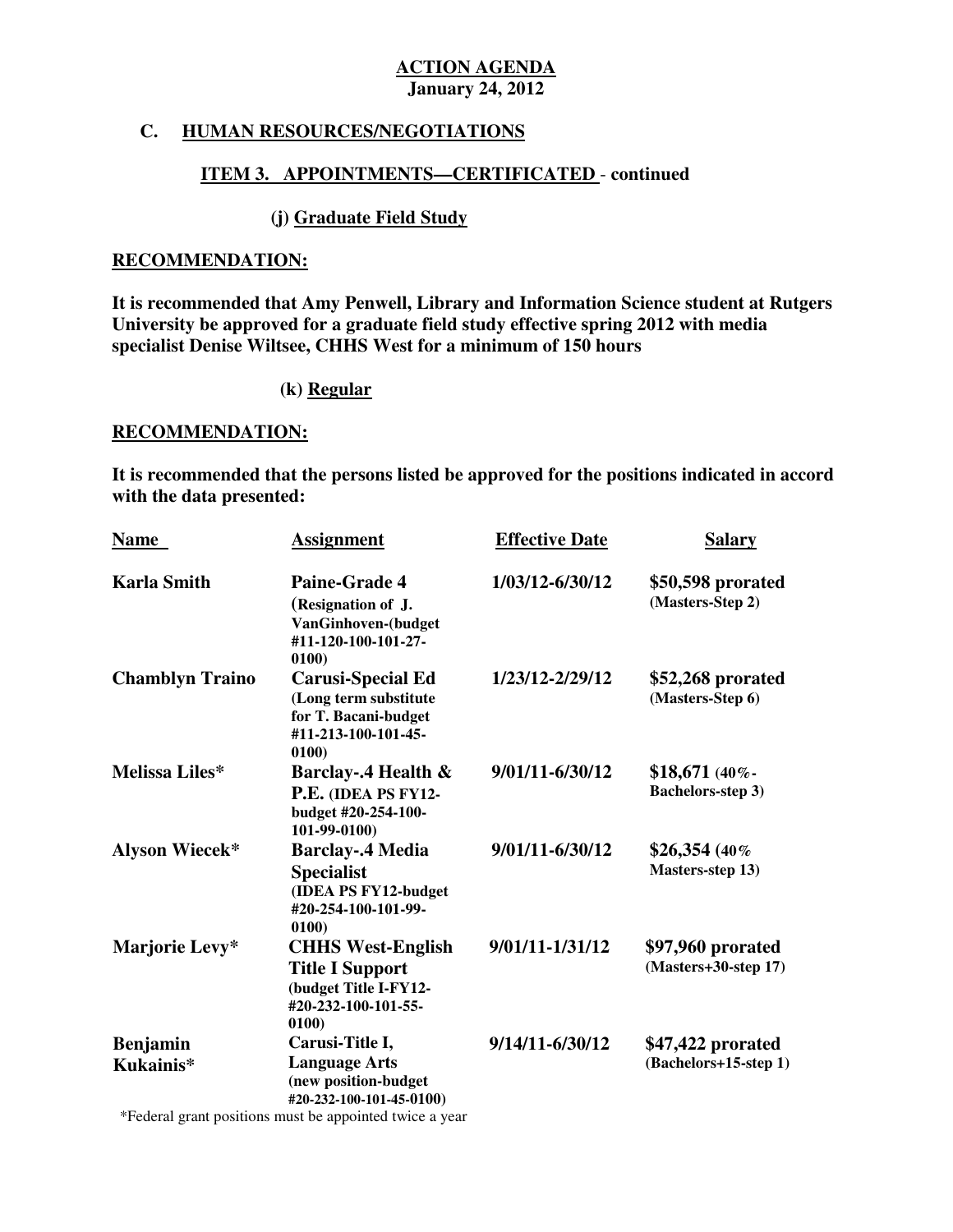**ACTION AGENDA**
**January 24, 2012**

**C. HUMAN RESOURCES/NEGOTIATIONS**

**ITEM 3. APPOINTMENTS—CERTIFICATED - continued**

**(j) Graduate Field Study**

**RECOMMENDATION:**

**It is recommended that Amy Penwell, Library and Information Science student at Rutgers University be approved for a graduate field study effective spring 2012 with media specialist Denise Wiltsee, CHHS West for a minimum of 150 hours**

**(k) Regular**

**RECOMMENDATION:**

**It is recommended that the persons listed be approved for the positions indicated in accord with the data presented:**

| Name | Assignment | Effective Date | Salary |
|---|---|---|---|
| **Karla Smith** | **Paine-Grade 4** (Resignation of J. VanGinhoven-(budget #11-120-100-101-27-0100) | 1/03/12-6/30/12 | **$50,598 prorated** (Masters-Step 2) |
| **Chamblyn Traino** | **Carusi-Special Ed** (Long term substitute for T. Bacani-budget #11-213-100-101-45-0100) | 1/23/12-2/29/12 | **$52,268 prorated** (Masters-Step 6) |
| **Melissa Liles*** | **Barclay-.4 Health & P.E.** (IDEA PS FY12-budget #20-254-100-101-99-0100) | 9/01/11-6/30/12 | **$18,671** (40%-Bachelors-step 3) |
| **Alyson Wiecek*** | **Barclay-.4 Media Specialist** (IDEA PS FY12-budget #20-254-100-101-99-0100) | 9/01/11-6/30/12 | **$26,354** (40% Masters-step 13) |
| **Marjorie Levy*** | **CHHS West-English Title I Support** (budget Title I-FY12-#20-232-100-101-55-0100) | 9/01/11-1/31/12 | **$97,960 prorated** (Masters+30-step 17) |
| **Benjamin Kukainis*** | **Carusi-Title I, Language Arts** (new position-budget #20-232-100-101-45-0100) | 9/14/11-6/30/12 | **$47,422 prorated** (Bachelors+15-step 1) |

*Federal grant positions must be appointed twice a year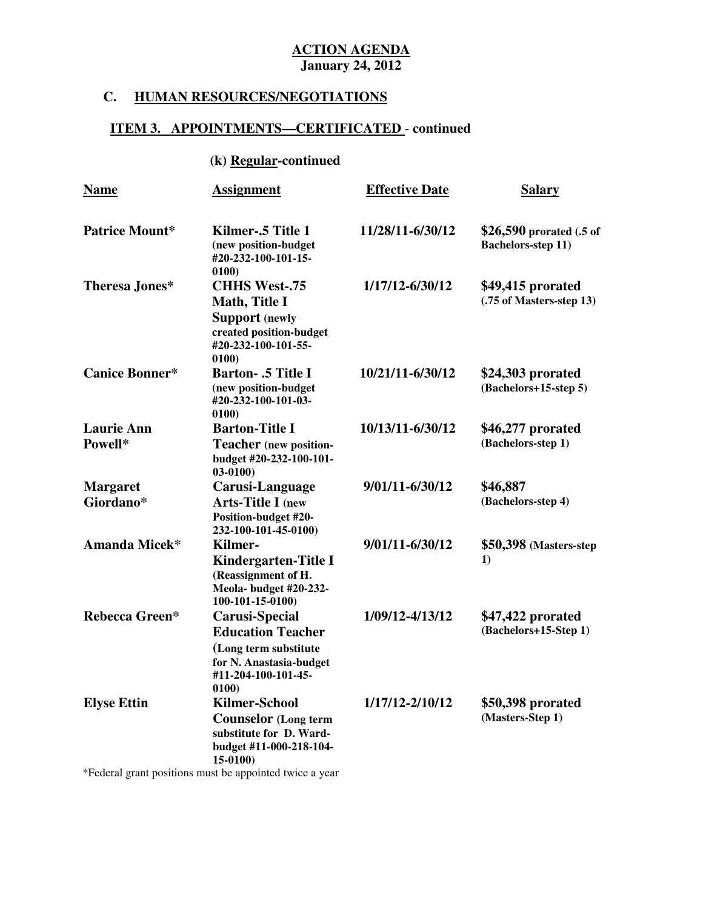**ACTION AGENDA**
**January 24, 2012**

## C. HUMAN RESOURCES/NEGOTIATIONS

### ITEM 3. APPOINTMENTS—CERTIFICATED - continued

#### (k) Regular-continued

| Name | Assignment | Effective Date | Salary |
|---|---|---|---|
| **Patrice Mount*** | **Kilmer-.5 Title 1** (new position-budget #20-232-100-101-15-0100) | 11/28/11-6/30/12 | **$26,590** prorated (.5 of Bachelors-step 11) |
| **Theresa Jones*** | **CHHS West-.75 Math, Title I Support** (newly created position-budget #20-232-100-101-55-0100) | 1/17/12-6/30/12 | **$49,415 prorated** (.75 of Masters-step 13) |
| **Canice Bonner*** | **Barton- .5 Title I** (new position-budget #20-232-100-101-03-0100) | 10/21/11-6/30/12 | **$24,303 prorated** (Bachelors+15-step 5) |
| **Laurie Ann Powell*** | **Barton-Title I Teacher** (new position-budget #20-232-100-101-03-0100) | 10/13/11-6/30/12 | **$46,277 prorated** (Bachelors-step 1) |
| **Margaret Giordano*** | **Carusi-Language Arts-Title I** (new Position-budget #20-232-100-101-45-0100) | 9/01/11-6/30/12 | **$46,887** (Bachelors-step 4) |
| **Amanda Micek*** | **Kilmer-Kindergarten-Title I** (Reassignment of H. Meola- budget #20-232-100-101-15-0100) | 9/01/11-6/30/12 | **$50,398** (Masters-step 1) |
| **Rebecca Green*** | **Carusi-Special Education Teacher** (Long term substitute for N. Anastasia-budget #11-204-100-101-45-0100) | 1/09/12-4/13/12 | **$47,422 prorated** (Bachelors+15-Step 1) |
| **Elyse Ettin** | **Kilmer-School Counselor** (Long term substitute for D. Ward-budget #11-000-218-104-15-0100) | 1/17/12-2/10/12 | **$50,398 prorated** (Masters-Step 1) |

*Federal grant positions must be appointed twice a year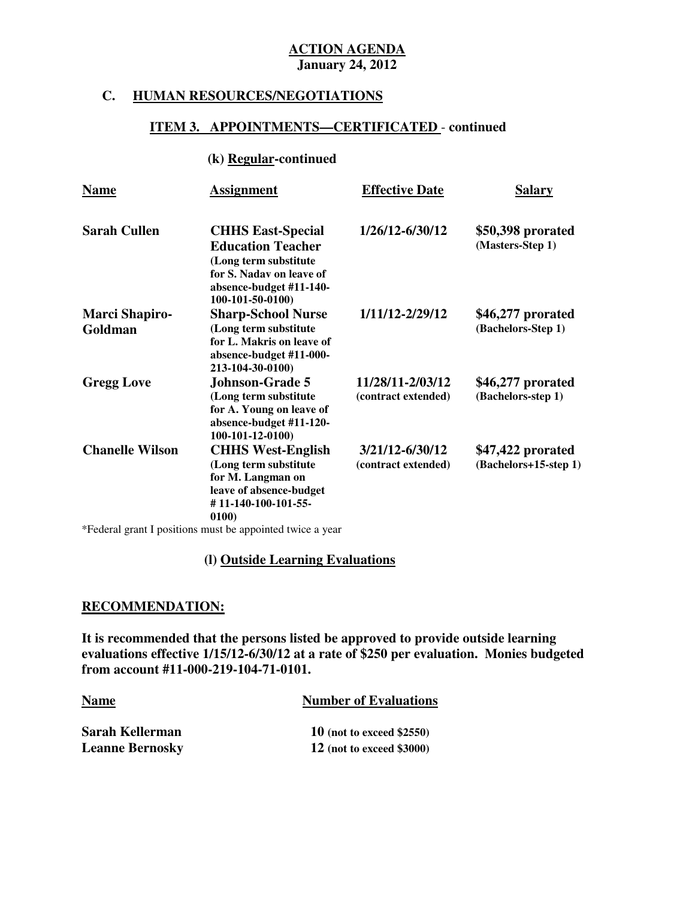**ACTION AGENDA**
**January 24, 2012**

## C. HUMAN RESOURCES/NEGOTIATIONS

### ITEM 3. APPOINTMENTS—CERTIFICATED - continued

#### (k) Regular-continued

| Name | Assignment | Effective Date | Salary |
|---|---|---|---|
| **Sarah Cullen** | **CHHS East-Special Education Teacher** (Long term substitute for S. Nadav on leave of absence-budget #11-140-100-101-50-0100) | **1/26/12-6/30/12** | **$50,398 prorated** (Masters-Step 1) |
| **Marci Shapiro-Goldman** | **Sharp-School Nurse** (Long term substitute for L. Makris on leave of absence-budget #11-000-213-104-30-0100) | **1/11/12-2/29/12** | **$46,277 prorated** (Bachelors-Step 1) |
| **Gregg Love** | **Johnson-Grade 5** (Long term substitute for A. Young on leave of absence-budget #11-120-100-101-12-0100) | **11/28/11-2/03/12** (contract extended) | **$46,277 prorated** (Bachelors-step 1) |
| **Chanelle Wilson** | **CHHS West-English** (Long term substitute for M. Langman on leave of absence-budget # 11-140-100-101-55-0100) | **3/21/12-6/30/12** (contract extended) | **$47,422 prorated** (Bachelors+15-step 1) |

*Federal grant I positions must be appointed twice a year

#### (l) Outside Learning Evaluations

**RECOMMENDATION:**

**It is recommended that the persons listed be approved to provide outside learning evaluations effective 1/15/12-6/30/12 at a rate of $250 per evaluation. Monies budgeted from account #11-000-219-104-71-0101.**

| Name | Number of Evaluations |
|---|---|
| **Sarah Kellerman** | **10** (not to exceed $2550) |
| **Leanne Bernosky** | **12** (not to exceed $3000) |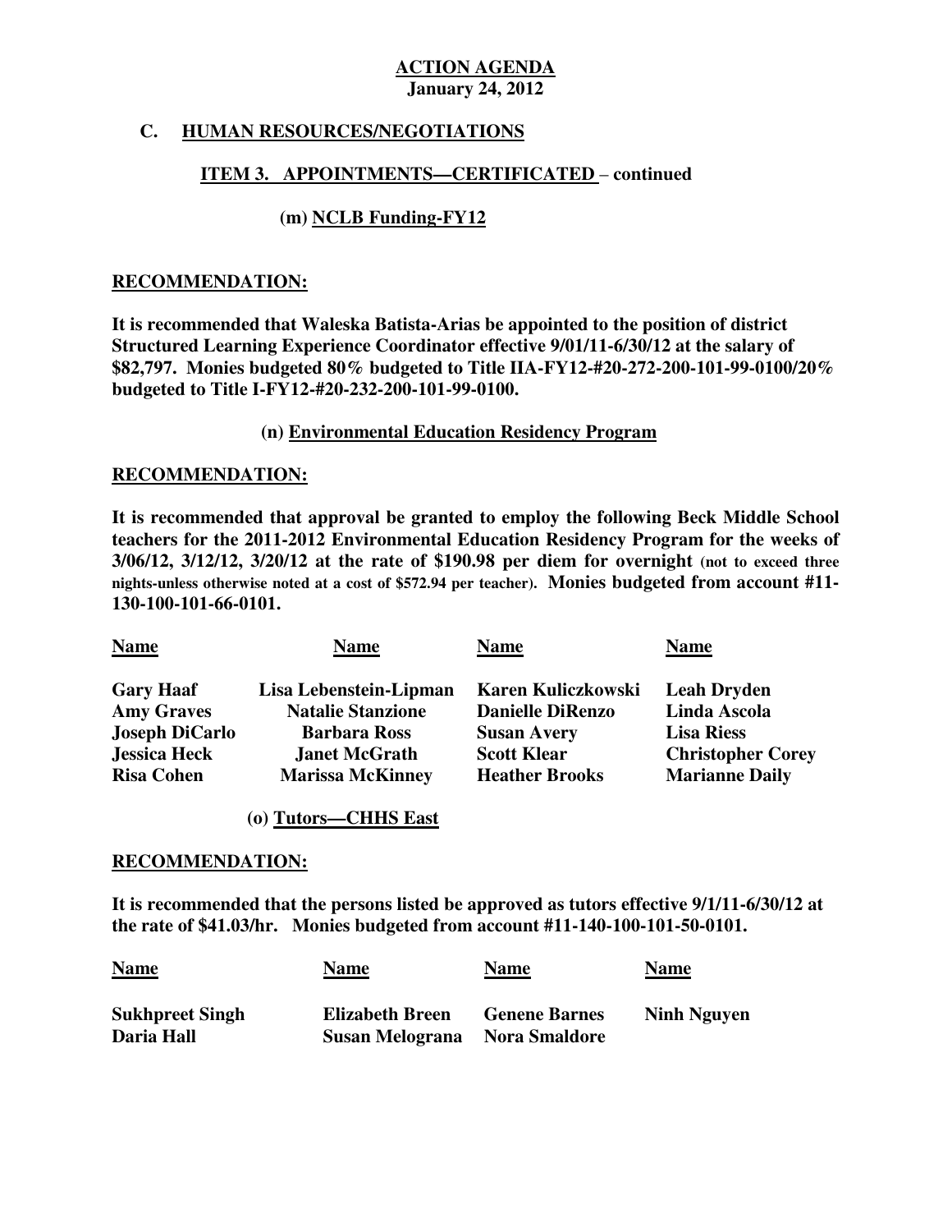**ACTION AGENDA**
**January 24, 2012**

## C. HUMAN RESOURCES/NEGOTIATIONS

### ITEM 3. APPOINTMENTS—CERTIFICATED – continued

#### (m) NCLB Funding-FY12

**RECOMMENDATION:**

**It is recommended that Waleska Batista-Arias be appointed to the position of district Structured Learning Experience Coordinator effective 9/01/11-6/30/12 at the salary of $82,797. Monies budgeted 80% budgeted to Title IIA-FY12-#20-272-200-101-99-0100/20% budgeted to Title I-FY12-#20-232-200-101-99-0100.**

#### (n) Environmental Education Residency Program

**RECOMMENDATION:**

**It is recommended that approval be granted to employ the following Beck Middle School teachers for the 2011-2012 Environmental Education Residency Program for the weeks of 3/06/12, 3/12/12, 3/20/12 at the rate of $190.98 per diem for overnight (not to exceed three nights-unless otherwise noted at a cost of $572.94 per teacher). Monies budgeted from account #11-130-100-101-66-0101.**

| Name | Name | Name | Name |
|---|---|---|---|
| Gary Haaf | Lisa Lebenstein-Lipman | Karen Kuliczkowski | Leah Dryden |
| Amy Graves | Natalie Stanzione | Danielle DiRenzo | Linda Ascola |
| Joseph DiCarlo | Barbara Ross | Susan Avery | Lisa Riess |
| Jessica Heck | Janet McGrath | Scott Klear | Christopher Corey |
| Risa Cohen | Marissa McKinney | Heather Brooks | Marianne Daily |

#### (o) Tutors—CHHS East

**RECOMMENDATION:**

**It is recommended that the persons listed be approved as tutors effective 9/1/11-6/30/12 at the rate of $41.03/hr. Monies budgeted from account #11-140-100-101-50-0101.**

| Name | Name | Name | Name |
|---|---|---|---|
| Sukhpreet Singh | Elizabeth Breen | Genene Barnes | Ninh Nguyen |
| Daria Hall | Susan Melograna | Nora Smaldore | |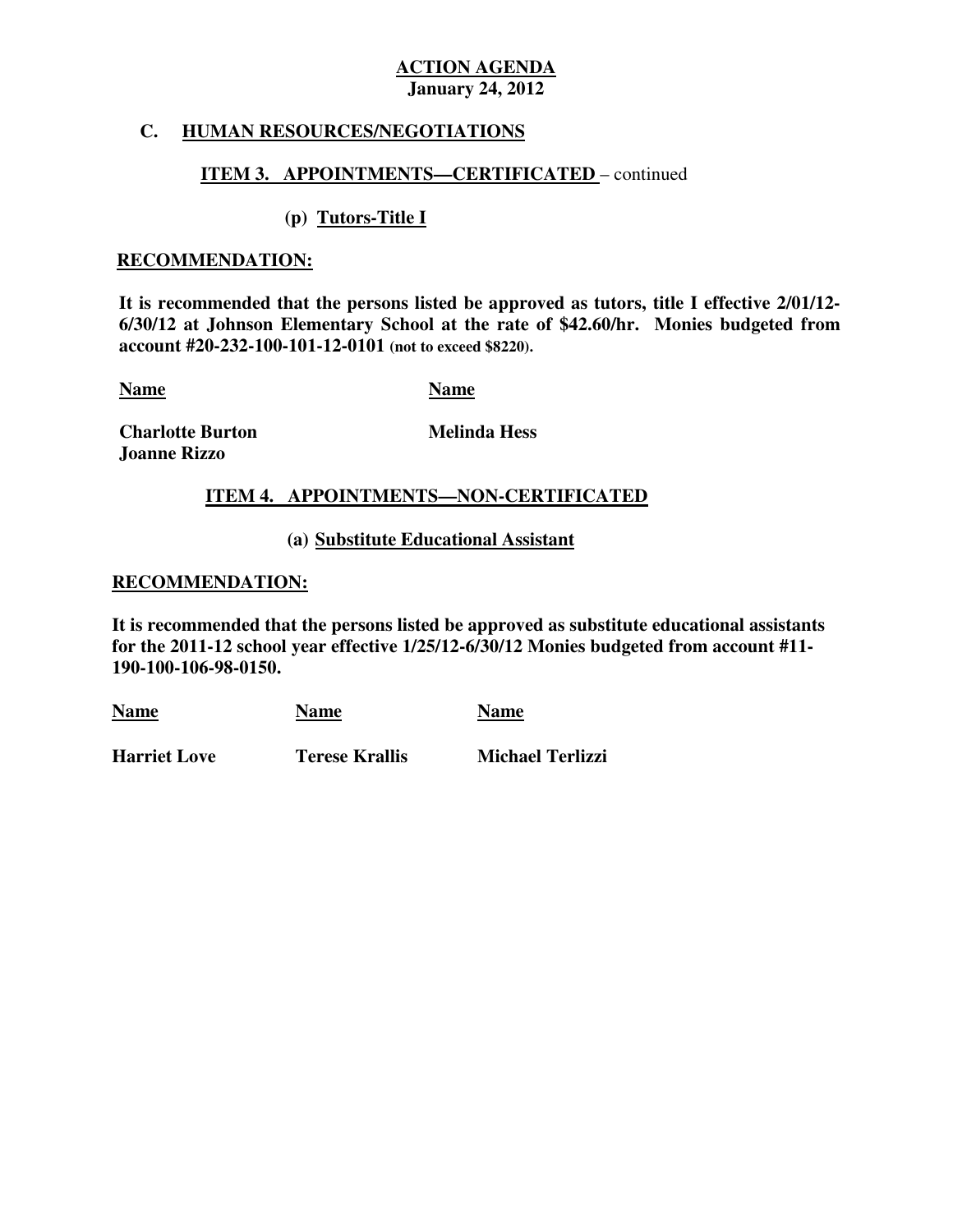**ACTION AGENDA**
**January 24, 2012**

**C. HUMAN RESOURCES/NEGOTIATIONS**

**ITEM 3. APPOINTMENTS—CERTIFICATED** – continued

**(p) Tutors-Title I**

**RECOMMENDATION:**

**It is recommended that the persons listed be approved as tutors, title I effective 2/01/12-6/30/12 at Johnson Elementary School at the rate of $42.60/hr. Monies budgeted from account #20-232-100-101-12-0101 (not to exceed $8220).**

| Name | Name |
|---|---|
| **Charlotte Burton** | **Melinda Hess** |
| **Joanne Rizzo** | |

**ITEM 4. APPOINTMENTS—NON-CERTIFICATED**

**(a) Substitute Educational Assistant**

**RECOMMENDATION:**

**It is recommended that the persons listed be approved as substitute educational assistants for the 2011-12 school year effective 1/25/12-6/30/12 Monies budgeted from account #11-190-100-106-98-0150.**

| Name | Name | Name |
|---|---|---|
| **Harriet Love** | **Terese Krallis** | **Michael Terlizzi** |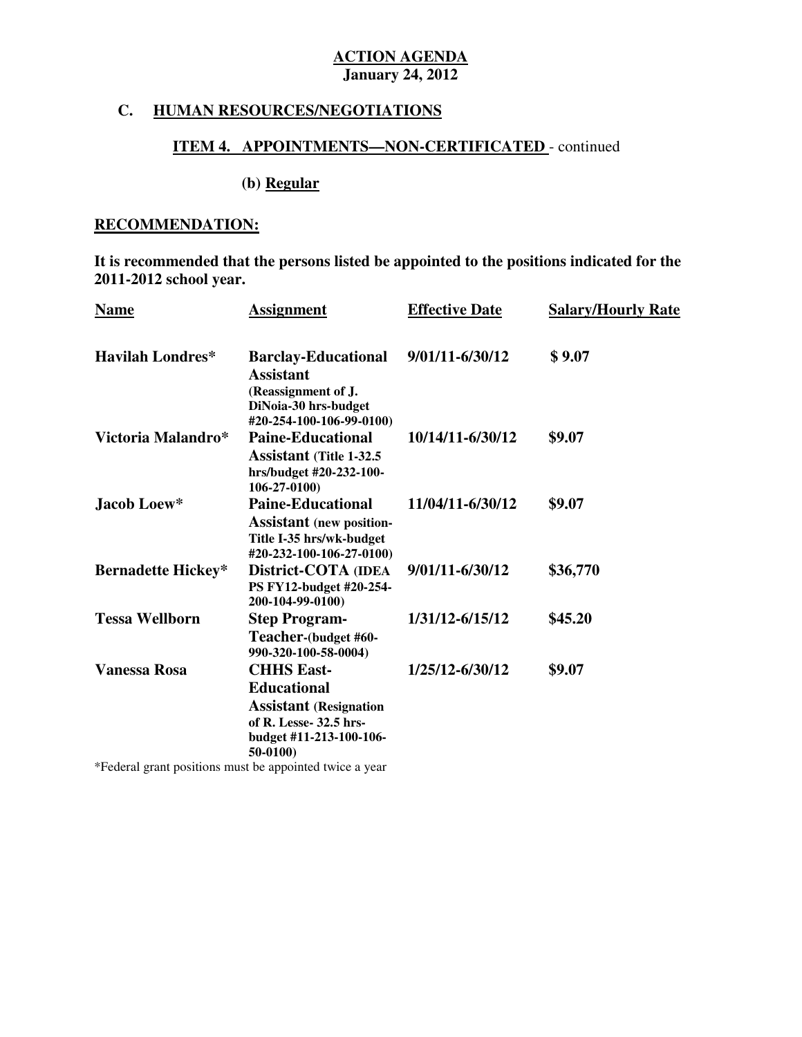**ACTION AGENDA**
**January 24, 2012**

## C. HUMAN RESOURCES/NEGOTIATIONS

### ITEM 4. APPOINTMENTS—NON-CERTIFICATED - continued

**(b) Regular**

**RECOMMENDATION:**

**It is recommended that the persons listed be appointed to the positions indicated for the 2011-2012 school year.**

| Name | Assignment | Effective Date | Salary/Hourly Rate |
|---|---|---|---|
| **Havilah Londres*** | **Barclay-Educational Assistant (Reassignment of J. DiNoia-30 hrs-budget #20-254-100-106-99-0100)** | **9/01/11-6/30/12** | **$ 9.07** |
| **Victoria Malandro*** | **Paine-Educational Assistant (Title 1-32.5 hrs/budget #20-232-100-106-27-0100)** | **10/14/11-6/30/12** | **$9.07** |
| **Jacob Loew*** | **Paine-Educational Assistant (new position-Title I-35 hrs/wk-budget #20-232-100-106-27-0100)** | **11/04/11-6/30/12** | **$9.07** |
| **Bernadette Hickey*** | **District-COTA (IDEA PS FY12-budget #20-254-200-104-99-0100)** | **9/01/11-6/30/12** | **$36,770** |
| **Tessa Wellborn** | **Step Program-Teacher-(budget #60-990-320-100-58-0004)** | **1/31/12-6/15/12** | **$45.20** |
| **Vanessa Rosa** | **CHHS East-Educational Assistant (Resignation of R. Lesse- 32.5 hrs-budget #11-213-100-106-50-0100)** | **1/25/12-6/30/12** | **$9.07** |

*Federal grant positions must be appointed twice a year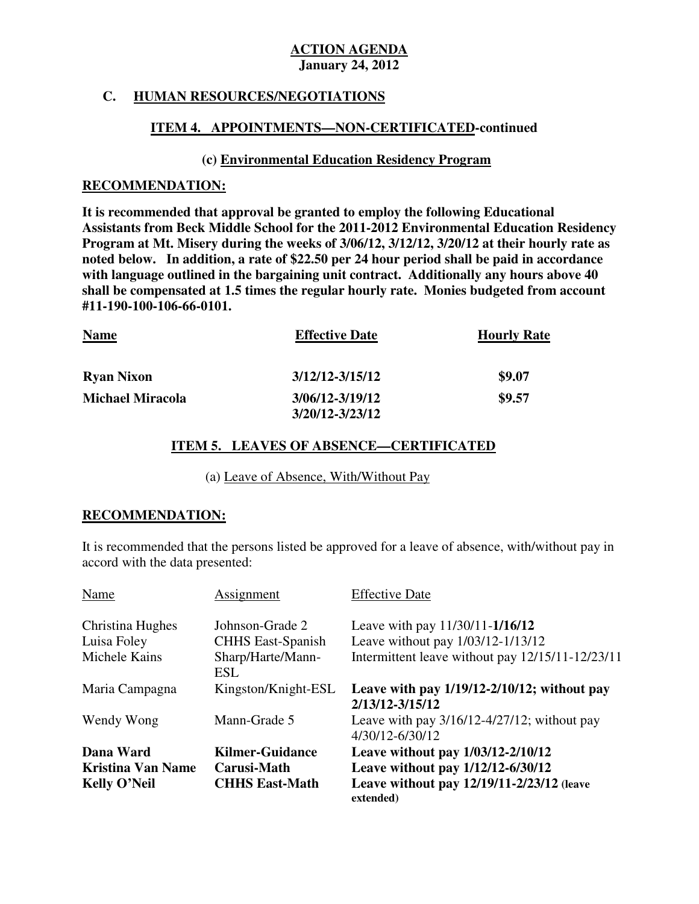**ACTION AGENDA**
**January 24, 2012**

## C. HUMAN RESOURCES/NEGOTIATIONS

### ITEM 4. APPOINTMENTS—NON-CERTIFICATED-continued

#### (c) Environmental Education Residency Program

**RECOMMENDATION:**

**It is recommended that approval be granted to employ the following Educational Assistants from Beck Middle School for the 2011-2012 Environmental Education Residency Program at Mt. Misery during the weeks of 3/06/12, 3/12/12, 3/20/12 at their hourly rate as noted below. In addition, a rate of $22.50 per 24 hour period shall be paid in accordance with language outlined in the bargaining unit contract. Additionally any hours above 40 shall be compensated at 1.5 times the regular hourly rate. Monies budgeted from account #11-190-100-106-66-0101.**

| Name | Effective Date | Hourly Rate |
|---|---|---|
| **Ryan Nixon** | **3/12/12-3/15/12** | **$9.07** |
| **Michael Miracola** | **3/06/12-3/19/12**<br>**3/20/12-3/23/12** | **$9.57** |

### ITEM 5. LEAVES OF ABSENCE—CERTIFICATED

(a) Leave of Absence, With/Without Pay

**RECOMMENDATION:**

It is recommended that the persons listed be approved for a leave of absence, with/without pay in accord with the data presented:

| Name | Assignment | Effective Date |
|---|---|---|
| Christina Hughes | Johnson-Grade 2 | Leave with pay 11/30/11-**1/16/12** |
| Luisa Foley | CHHS East-Spanish | Leave without pay 1/03/12-1/13/12 |
| Michele Kains | Sharp/Harte/Mann-ESL | Intermittent leave without pay 12/15/11-12/23/11 |
| Maria Campagna | Kingston/Knight-ESL | **Leave with pay 1/19/12-2/10/12; without pay 2/13/12-3/15/12** |
| Wendy Wong | Mann-Grade 5 | Leave with pay 3/16/12-4/27/12; without pay 4/30/12-6/30/12 |
| **Dana Ward** | **Kilmer-Guidance** | **Leave without pay 1/03/12-2/10/12** |
| **Kristina Van Name** | **Carusi-Math** | **Leave without pay 1/12/12-6/30/12** |
| **Kelly O'Neil** | **CHHS East-Math** | **Leave without pay 12/19/11-2/23/12 (leave extended)** |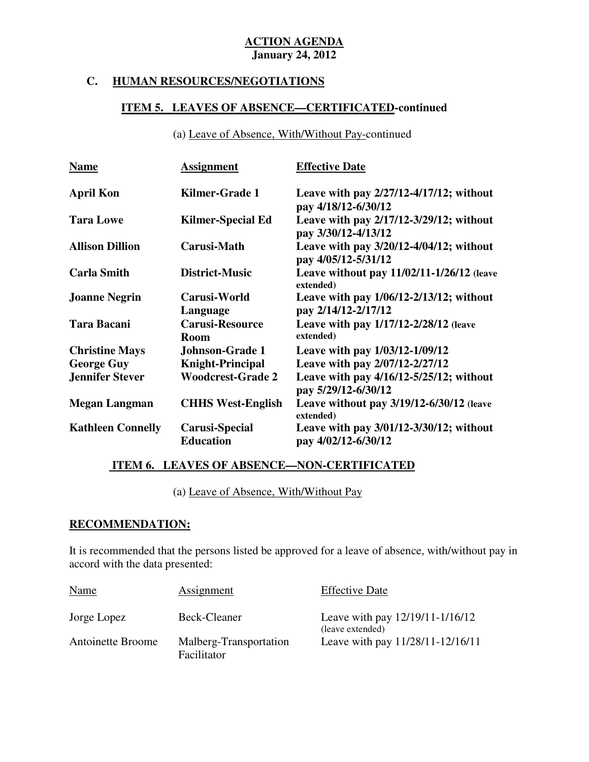**ACTION AGENDA**
**January 24, 2012**

## C. HUMAN RESOURCES/NEGOTIATIONS

### ITEM 5. LEAVES OF ABSENCE—CERTIFICATED-continued

(a) Leave of Absence, With/Without Pay-continued

| Name | Assignment | Effective Date |
|---|---|---|
| **April Kon** | **Kilmer-Grade 1** | **Leave with pay 2/27/12-4/17/12; without pay 4/18/12-6/30/12** |
| **Tara Lowe** | **Kilmer-Special Ed** | **Leave with pay 2/17/12-3/29/12; without pay 3/30/12-4/13/12** |
| **Allison Dillion** | **Carusi-Math** | **Leave with pay 3/20/12-4/04/12; without pay 4/05/12-5/31/12** |
| **Carla Smith** | **District-Music** | **Leave without pay 11/02/11-1/26/12 (leave extended)** |
| **Joanne Negrin** | **Carusi-World Language** | **Leave with pay 1/06/12-2/13/12; without pay 2/14/12-2/17/12** |
| **Tara Bacani** | **Carusi-Resource Room** | **Leave with pay 1/17/12-2/28/12 (leave extended)** |
| **Christine Mays** | **Johnson-Grade 1** | **Leave with pay 1/03/12-1/09/12** |
| **George Guy** | **Knight-Principal** | **Leave with pay 2/07/12-2/27/12** |
| **Jennifer Stever** | **Woodcrest-Grade 2** | **Leave with pay 4/16/12-5/25/12; without pay 5/29/12-6/30/12** |
| **Megan Langman** | **CHHS West-English** | **Leave without pay 3/19/12-6/30/12 (leave extended)** |
| **Kathleen Connelly** | **Carusi-Special Education** | **Leave with pay 3/01/12-3/30/12; without pay 4/02/12-6/30/12** |

### ITEM 6. LEAVES OF ABSENCE—NON-CERTIFICATED

(a) Leave of Absence, With/Without Pay

**RECOMMENDATION:**

It is recommended that the persons listed be approved for a leave of absence, with/without pay in accord with the data presented:

| Name | Assignment | Effective Date |
|---|---|---|
| Jorge Lopez | Beck-Cleaner | Leave with pay 12/19/11-1/16/12 (leave extended) |
| Antoinette Broome | Malberg-Transportation Facilitator | Leave with pay 11/28/11-12/16/11 |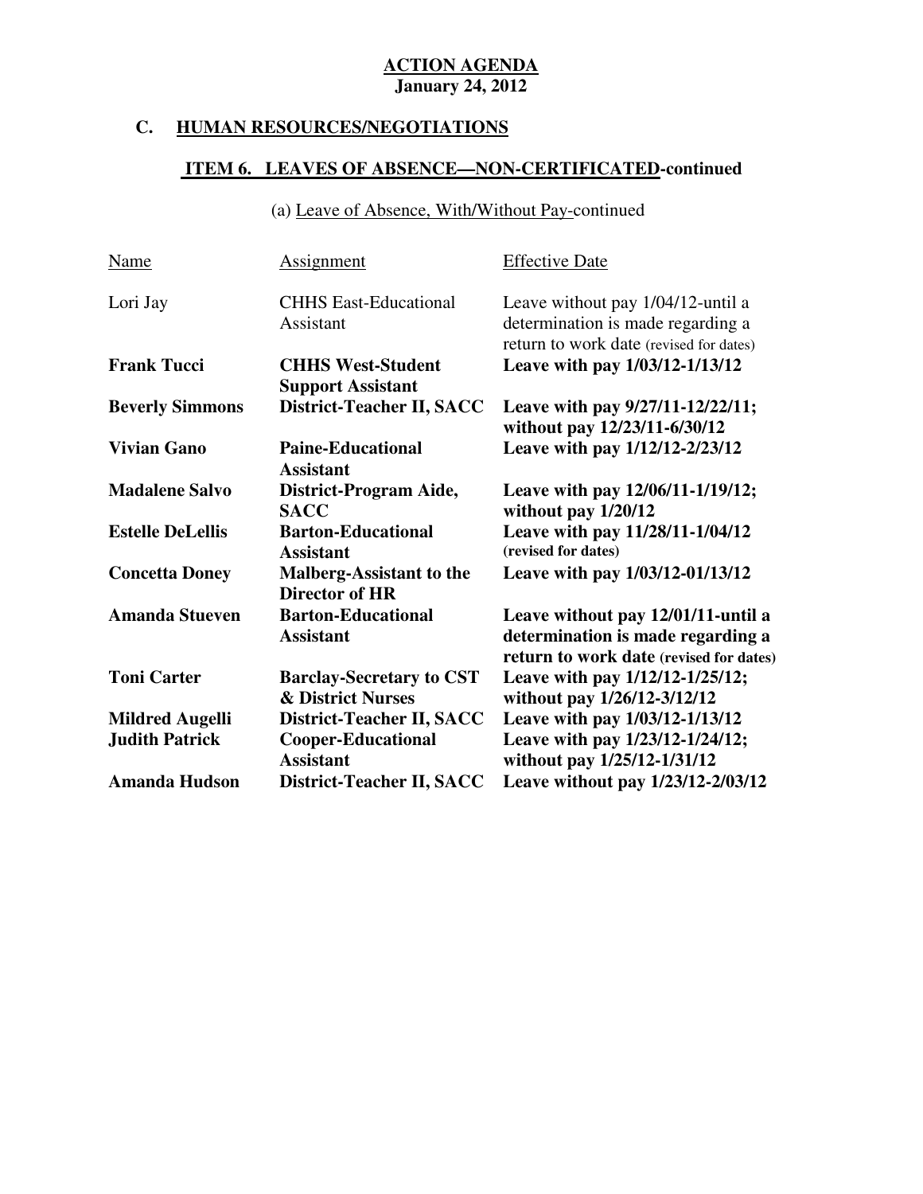**ACTION AGENDA**
**January 24, 2012**

## C. HUMAN RESOURCES/NEGOTIATIONS

### ITEM 6. LEAVES OF ABSENCE—NON-CERTIFICATED-continued

(a) Leave of Absence, With/Without Pay-continued

| Name | Assignment | Effective Date |
|---|---|---|
| Lori Jay | CHHS East-Educational Assistant | Leave without pay 1/04/12-until a determination is made regarding a return to work date (revised for dates) |
| **Frank Tucci** | **CHHS West-Student Support Assistant** | **Leave with pay 1/03/12-1/13/12** |
| **Beverly Simmons** | **District-Teacher II, SACC** | **Leave with pay 9/27/11-12/22/11; without pay 12/23/11-6/30/12** |
| **Vivian Gano** | **Paine-Educational Assistant** | **Leave with pay 1/12/12-2/23/12** |
| **Madalene Salvo** | **District-Program Aide, SACC** | **Leave with pay 12/06/11-1/19/12; without pay 1/20/12** |
| **Estelle DeLellis** | **Barton-Educational Assistant** | **Leave with pay 11/28/11-1/04/12 (revised for dates)** |
| **Concetta Doney** | **Malberg-Assistant to the Director of HR** | **Leave with pay 1/03/12-01/13/12** |
| **Amanda Stueven** | **Barton-Educational Assistant** | **Leave without pay 12/01/11-until a determination is made regarding a return to work date (revised for dates)** |
| **Toni Carter** | **Barclay-Secretary to CST & District Nurses** | **Leave with pay 1/12/12-1/25/12; without pay 1/26/12-3/12/12** |
| **Mildred Augelli** | **District-Teacher II, SACC** | **Leave with pay 1/03/12-1/13/12** |
| **Judith Patrick** | **Cooper-Educational Assistant** | **Leave with pay 1/23/12-1/24/12; without pay 1/25/12-1/31/12** |
| **Amanda Hudson** | **District-Teacher II, SACC** | **Leave without pay 1/23/12-2/03/12** |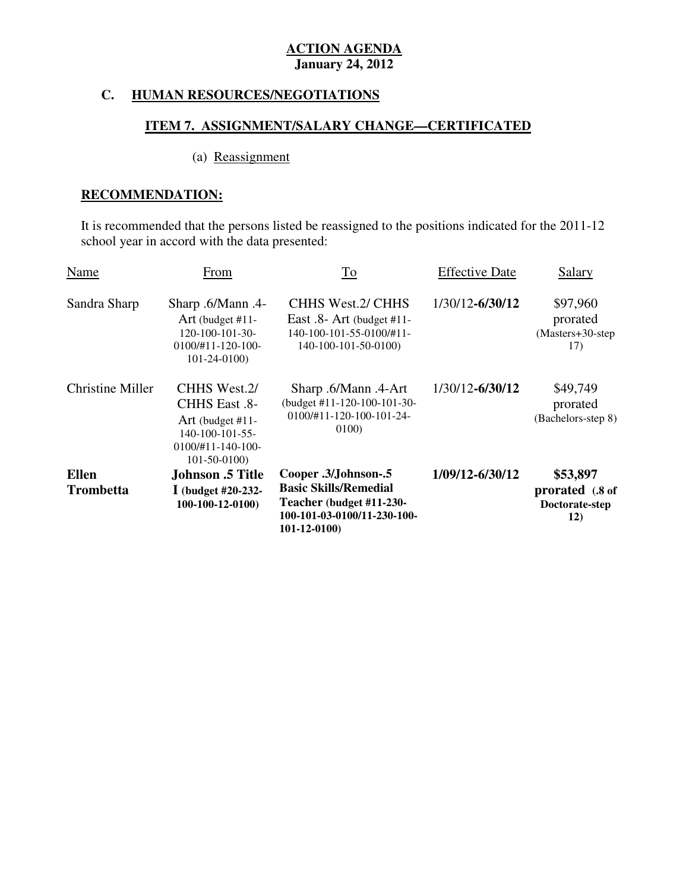**ACTION AGENDA**
**January 24, 2012**

## C. HUMAN RESOURCES/NEGOTIATIONS

### ITEM 7. ASSIGNMENT/SALARY CHANGE—CERTIFICATED

(a) Reassignment

**RECOMMENDATION:**

It is recommended that the persons listed be reassigned to the positions indicated for the 2011-12 school year in accord with the data presented:

| Name | From | To | Effective Date | Salary |
|---|---|---|---|---|
| Sandra Sharp | Sharp .6/Mann .4- Art (budget #11-120-100-101-30-0100/#11-120-100-101-24-0100) | CHHS West.2/ CHHS East .8- Art (budget #11-140-100-101-55-0100/#11-140-100-101-50-0100) | 1/30/12-**6/30/12** | $97,960 prorated (Masters+30-step 17) |
| Christine Miller | CHHS West.2/ CHHS East .8- Art (budget #11-140-100-101-55-0100/#11-140-100-101-50-0100) | Sharp .6/Mann .4-Art (budget #11-120-100-101-30-0100/#11-120-100-101-24-0100) | 1/30/12-**6/30/12** | $49,749 prorated (Bachelors-step 8) |
| **Ellen Trombetta** | **Johnson .5 Title I (budget #20-232-100-100-12-0100)** | **Cooper .3/Johnson-.5 Basic Skills/Remedial Teacher (budget #11-230-100-101-03-0100/11-230-100-101-12-0100)** | **1/09/12-6/30/12** | **$53,897 prorated (.8 of Doctorate-step 12)** |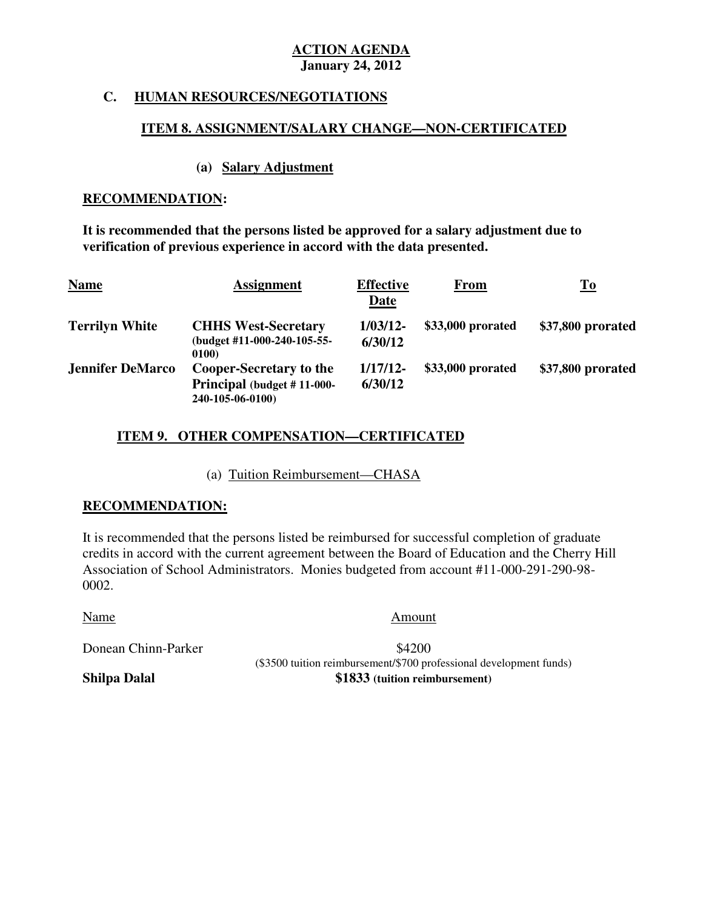**ACTION AGENDA**
**January 24, 2012**

## C. HUMAN RESOURCES/NEGOTIATIONS

### ITEM 8. ASSIGNMENT/SALARY CHANGE—NON-CERTIFICATED

**(a) Salary Adjustment**

**RECOMMENDATION:**

**It is recommended that the persons listed be approved for a salary adjustment due to verification of previous experience in accord with the data presented.**

| Name | Assignment | Effective Date | From | To |
|---|---|---|---|---|
| **Terrilyn White** | **CHHS West-Secretary** (budget #11-000-240-105-55-0100) | **1/03/12-6/30/12** | **$33,000 prorated** | **$37,800 prorated** |
| **Jennifer DeMarco** | **Cooper-Secretary to the Principal** (budget # 11-000-240-105-06-0100) | **1/17/12-6/30/12** | **$33,000 prorated** | **$37,800 prorated** |

### ITEM 9. OTHER COMPENSATION—CERTIFICATED

(a) Tuition Reimbursement—CHASA

**RECOMMENDATION:**

It is recommended that the persons listed be reimbursed for successful completion of graduate credits in accord with the current agreement between the Board of Education and the Cherry Hill Association of School Administrators. Monies budgeted from account #11-000-291-290-98-0002.

| Name | Amount |
|---|---|
| Donean Chinn-Parker | $4200 ($3500 tuition reimbursement/$700 professional development funds) |
| **Shilpa Dalal** | **$1833 (tuition reimbursement)** |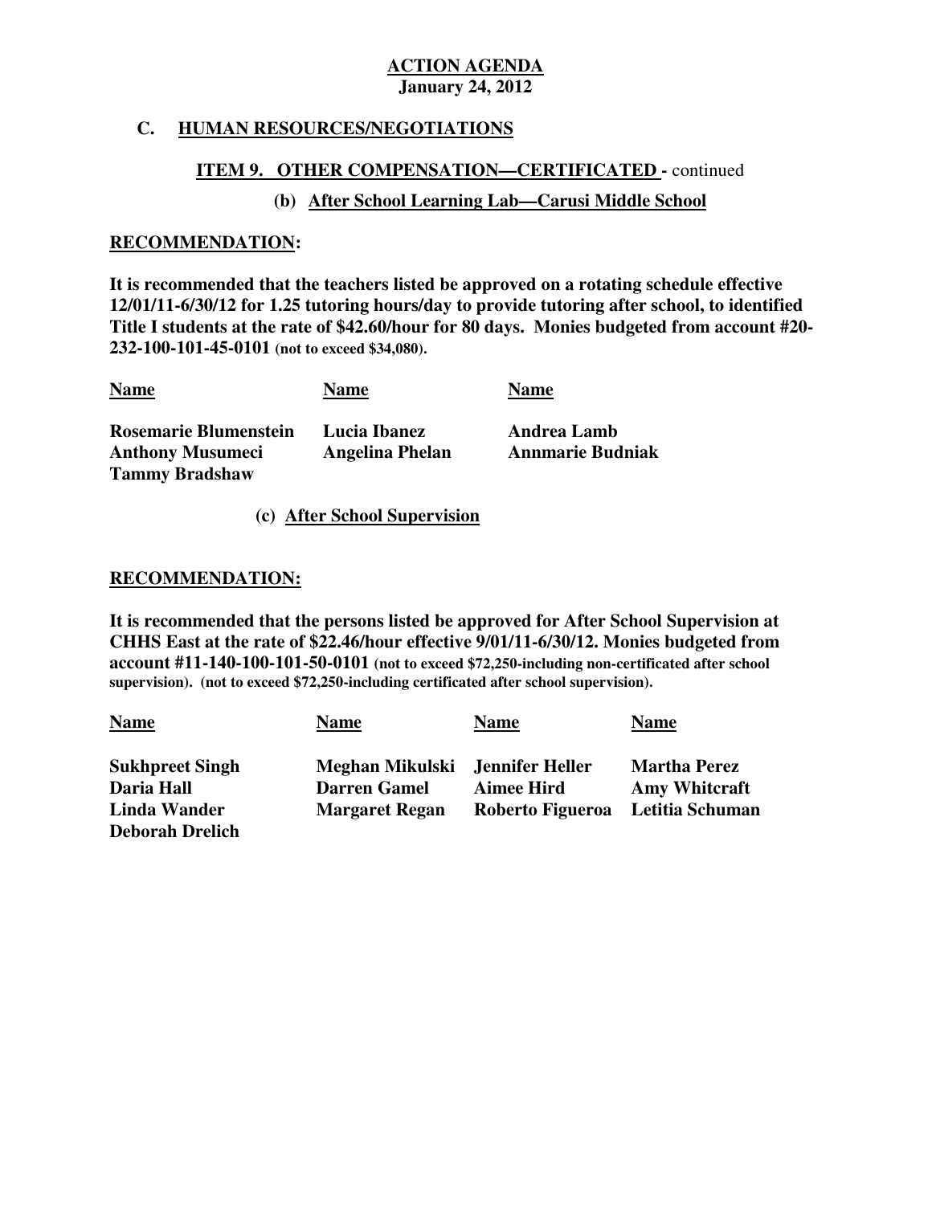**ACTION AGENDA**
**January 24, 2012**

## C. HUMAN RESOURCES/NEGOTIATIONS

### ITEM 9. OTHER COMPENSATION—CERTIFICATED - continued

#### (b) After School Learning Lab—Carusi Middle School

**RECOMMENDATION:**

**It is recommended that the teachers listed be approved on a rotating schedule effective 12/01/11-6/30/12 for 1.25 tutoring hours/day to provide tutoring after school, to identified Title I students at the rate of $42.60/hour for 80 days. Monies budgeted from account #20-232-100-101-45-0101 (not to exceed $34,080).**

| Name | Name | Name |
|---|---|---|
| Rosemarie Blumenstein | Lucia Ibanez | Andrea Lamb |
| Anthony Musumeci | Angelina Phelan | Annmarie Budniak |
| Tammy Bradshaw | | |

#### (c) After School Supervision

**RECOMMENDATION:**

**It is recommended that the persons listed be approved for After School Supervision at CHHS East at the rate of $22.46/hour effective 9/01/11-6/30/12. Monies budgeted from account #11-140-100-101-50-0101 (not to exceed $72,250-including non-certificated after school supervision). (not to exceed $72,250-including certificated after school supervision).**

| Name | Name | Name | Name |
|---|---|---|---|
| Sukhpreet Singh | Meghan Mikulski | Jennifer Heller | Martha Perez |
| Daria Hall | Darren Gamel | Aimee Hird | Amy Whitcraft |
| Linda Wander | Margaret Regan | Roberto Figueroa | Letitia Schuman |
| Deborah Drelich | | | |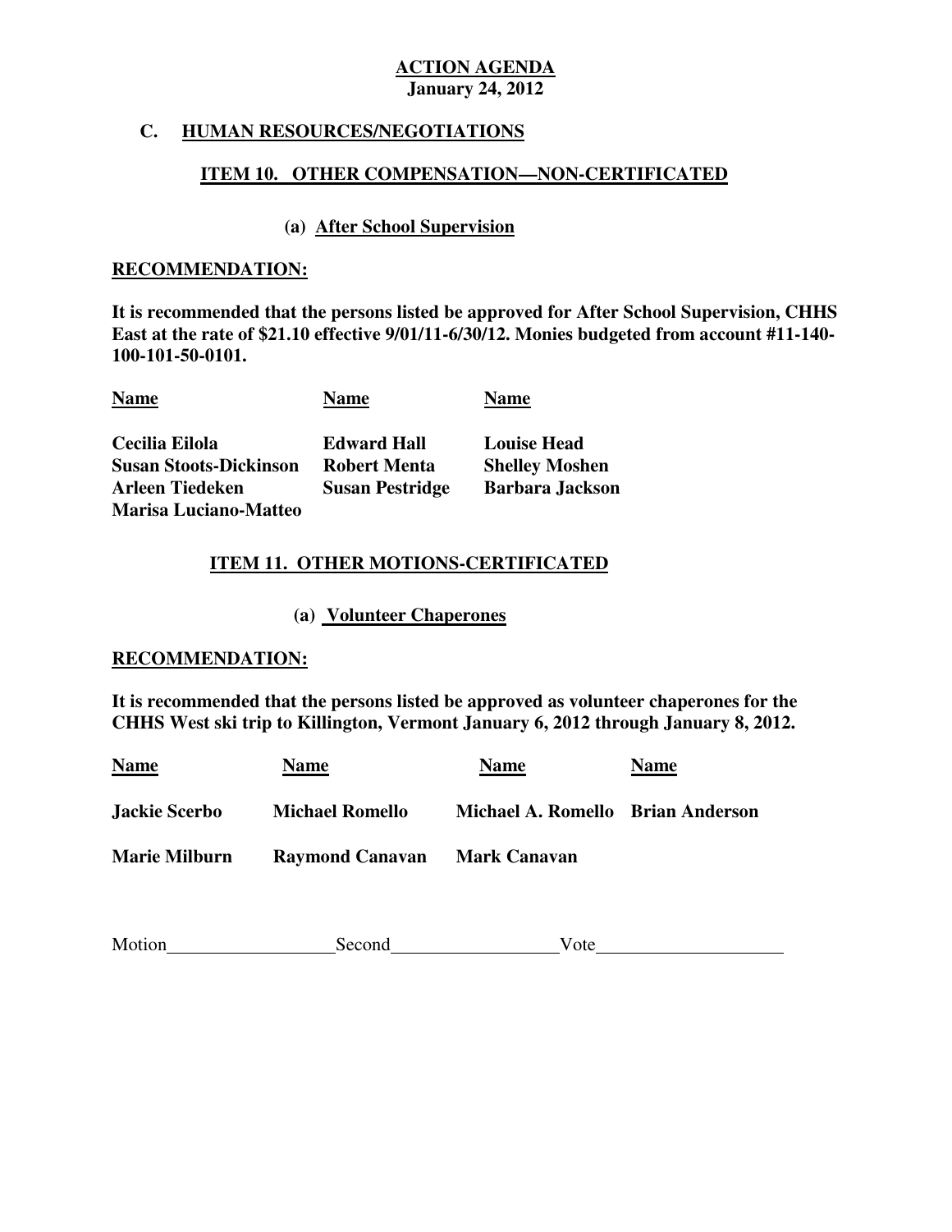**ACTION AGENDA**
**January 24, 2012**

## C. HUMAN RESOURCES/NEGOTIATIONS

### ITEM 10. OTHER COMPENSATION—NON-CERTIFICATED

#### (a) After School Supervision

**RECOMMENDATION:**

**It is recommended that the persons listed be approved for After School Supervision, CHHS East at the rate of $21.10 effective 9/01/11-6/30/12. Monies budgeted from account #11-140-100-101-50-0101.**

| Name | Name | Name |
|---|---|---|
| Cecilia Eilola | Edward Hall | Louise Head |
| Susan Stoots-Dickinson | Robert Menta | Shelley Moshen |
| Arleen Tiedeken | Susan Pestridge | Barbara Jackson |
| Marisa Luciano-Matteo | | |

### ITEM 11. OTHER MOTIONS-CERTIFICATED

#### (a) Volunteer Chaperones

**RECOMMENDATION:**

**It is recommended that the persons listed be approved as volunteer chaperones for the CHHS West ski trip to Killington, Vermont January 6, 2012 through January 8, 2012.**

| Name | Name | Name | Name |
|---|---|---|---|
| Jackie Scerbo | Michael Romello | Michael A. Romello | Brian Anderson |
| Marie Milburn | Raymond Canavan | Mark Canavan | |

Motion\_\_\_\_\_\_\_\_\_\_\_\_\_\_\_\_\_\_ Second\_\_\_\_\_\_\_\_\_\_\_\_\_\_\_\_\_\_ Vote\_\_\_\_\_\_\_\_\_\_\_\_\_\_\_\_\_\_\_\_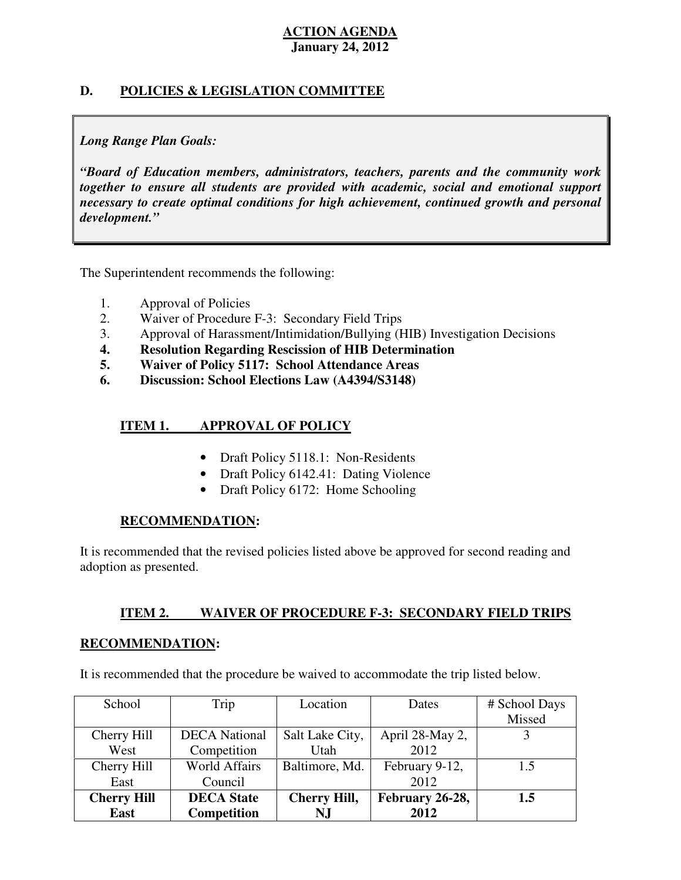**ACTION AGENDA**
**January 24, 2012**

## D. POLICIES & LEGISLATION COMMITTEE

> ***Long Range Plan Goals:***
>
> ***"Board of Education members, administrators, teachers, parents and the community work together to ensure all students are provided with academic, social and emotional support necessary to create optimal conditions for high achievement, continued growth and personal development."***

The Superintendent recommends the following:

1. Approval of Policies
2. Waiver of Procedure F-3: Secondary Field Trips
3. Approval of Harassment/Intimidation/Bullying (HIB) Investigation Decisions
4. **Resolution Regarding Rescission of HIB Determination**
5. **Waiver of Policy 5117: School Attendance Areas**
6. **Discussion: School Elections Law (A4394/S3148)**

### ITEM 1. APPROVAL OF POLICY

- Draft Policy 5118.1: Non-Residents
- Draft Policy 6142.41: Dating Violence
- Draft Policy 6172: Home Schooling

**RECOMMENDATION:**

It is recommended that the revised policies listed above be approved for second reading and adoption as presented.

### ITEM 2. WAIVER OF PROCEDURE F-3: SECONDARY FIELD TRIPS

**RECOMMENDATION:**

It is recommended that the procedure be waived to accommodate the trip listed below.

| School | Trip | Location | Dates | # School Days Missed |
|---|---|---|---|---|
| Cherry Hill West | DECA National Competition | Salt Lake City, Utah | April 28-May 2, 2012 | 3 |
| Cherry Hill East | World Affairs Council | Baltimore, Md. | February 9-12, 2012 | 1.5 |
| **Cherry Hill East** | **DECA State Competition** | **Cherry Hill, NJ** | **February 26-28, 2012** | **1.5** |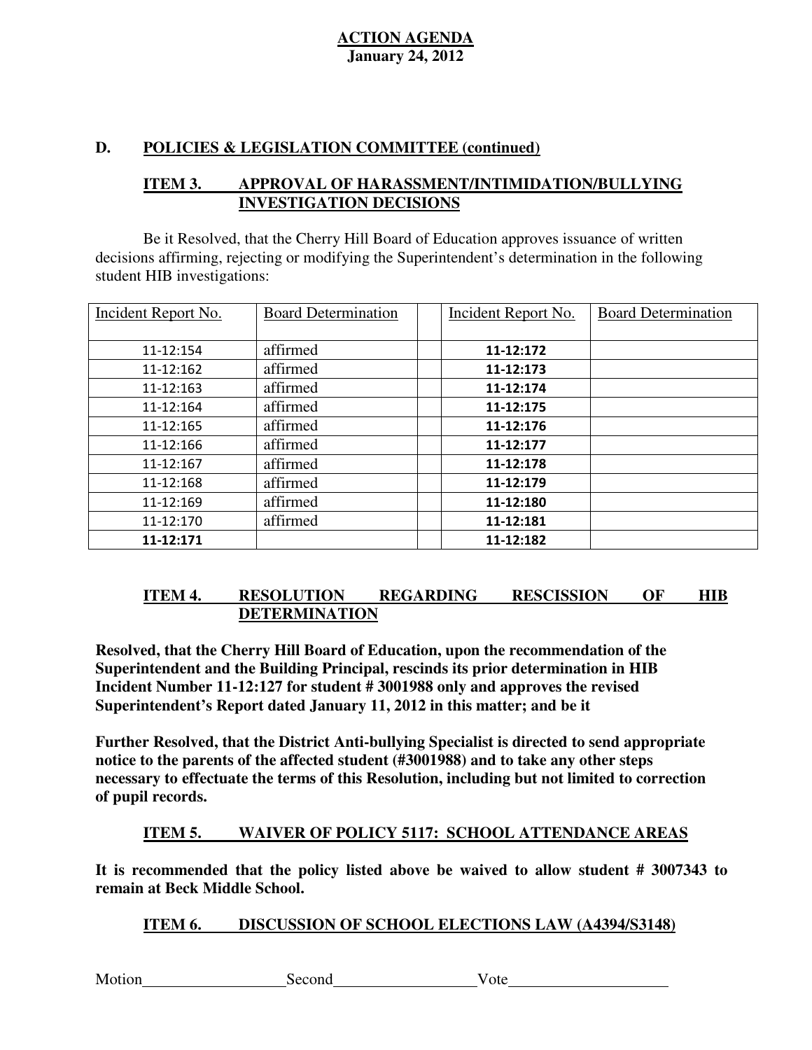**ACTION AGENDA**
**January 24, 2012**

## D. POLICIES & LEGISLATION COMMITTEE (continued)

### ITEM 3. APPROVAL OF HARASSMENT/INTIMIDATION/BULLYING INVESTIGATION DECISIONS

Be it Resolved, that the Cherry Hill Board of Education approves issuance of written decisions affirming, rejecting or modifying the Superintendent's determination in the following student HIB investigations:

| Incident Report No. | Board Determination | | Incident Report No. | Board Determination |
|---|---|---|---|---|
| 11-12:154 | affirmed | | **11-12:172** | |
| 11-12:162 | affirmed | | **11-12:173** | |
| 11-12:163 | affirmed | | **11-12:174** | |
| 11-12:164 | affirmed | | **11-12:175** | |
| 11-12:165 | affirmed | | **11-12:176** | |
| 11-12:166 | affirmed | | **11-12:177** | |
| 11-12:167 | affirmed | | **11-12:178** | |
| 11-12:168 | affirmed | | **11-12:179** | |
| 11-12:169 | affirmed | | **11-12:180** | |
| 11-12:170 | affirmed | | **11-12:181** | |
| **11-12:171** | | | **11-12:182** | |

### ITEM 4. RESOLUTION REGARDING RESCISSION OF HIB DETERMINATION

**Resolved, that the Cherry Hill Board of Education, upon the recommendation of the Superintendent and the Building Principal, rescinds its prior determination in HIB Incident Number 11-12:127 for student # 3001988 only and approves the revised Superintendent's Report dated January 11, 2012 in this matter; and be it**

**Further Resolved, that the District Anti-bullying Specialist is directed to send appropriate notice to the parents of the affected student (#3001988) and to take any other steps necessary to effectuate the terms of this Resolution, including but not limited to correction of pupil records.**

### ITEM 5. WAIVER OF POLICY 5117: SCHOOL ATTENDANCE AREAS

**It is recommended that the policy listed above be waived to allow student # 3007343 to remain at Beck Middle School.**

### ITEM 6. DISCUSSION OF SCHOOL ELECTIONS LAW (A4394/S3148)

Motion\_\_\_\_\_\_\_\_\_\_\_\_\_\_\_\_\_\_ Second\_\_\_\_\_\_\_\_\_\_\_\_\_\_\_\_\_\_ Vote\_\_\_\_\_\_\_\_\_\_\_\_\_\_\_\_\_\_\_\_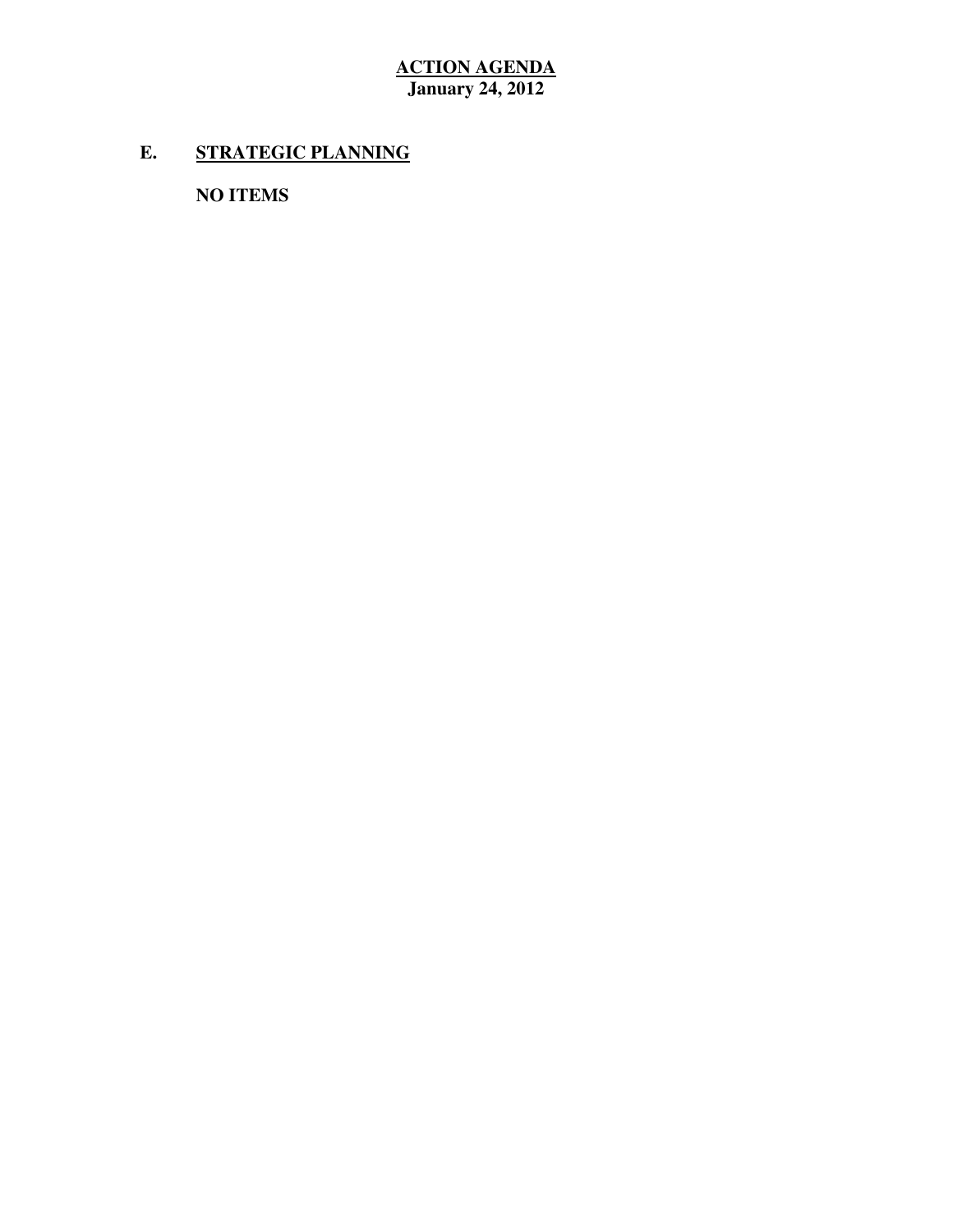**ACTION AGENDA**
**January 24, 2012**

## E. STRATEGIC PLANNING

**NO ITEMS**